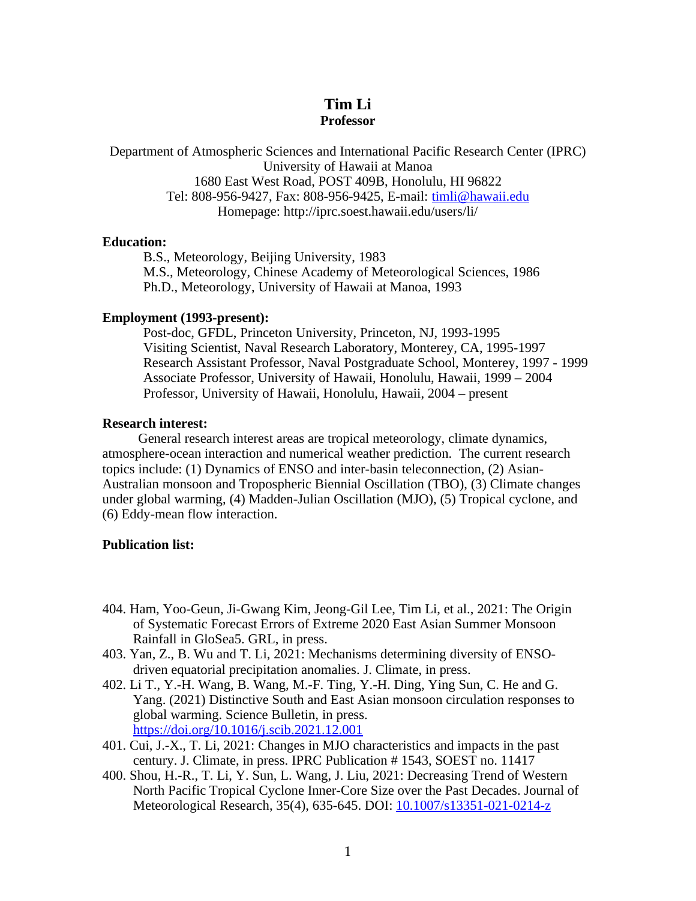# Tim Li

**Professor**

Department of Atmospheric Sciences and International Pacific Research Center (IPRC)
University of Hawaii at Manoa
1680 East West Road, POST 409B, Honolulu, HI 96822
Tel: 808-956-9427, Fax: 808-956-9425, E-mail: timli@hawaii.edu
Homepage: http://iprc.soest.hawaii.edu/users/li/

## Education:

B.S., Meteorology, Beijing University, 1983
M.S., Meteorology, Chinese Academy of Meteorological Sciences, 1986
Ph.D., Meteorology, University of Hawaii at Manoa, 1993

## Employment (1993-present):

Post-doc, GFDL, Princeton University, Princeton, NJ, 1993-1995
Visiting Scientist, Naval Research Laboratory, Monterey, CA, 1995-1997
Research Assistant Professor, Naval Postgraduate School, Monterey, 1997 - 1999
Associate Professor, University of Hawaii, Honolulu, Hawaii, 1999 – 2004
Professor, University of Hawaii, Honolulu, Hawaii, 2004 – present

## Research interest:

General research interest areas are tropical meteorology, climate dynamics, atmosphere-ocean interaction and numerical weather prediction. The current research topics include: (1) Dynamics of ENSO and inter-basin teleconnection, (2) Asian-Australian monsoon and Tropospheric Biennial Oscillation (TBO), (3) Climate changes under global warming, (4) Madden-Julian Oscillation (MJO), (5) Tropical cyclone, and (6) Eddy-mean flow interaction.

## Publication list:

404. Ham, Yoo-Geun, Ji-Gwang Kim, Jeong-Gil Lee, Tim Li, et al., 2021: The Origin of Systematic Forecast Errors of Extreme 2020 East Asian Summer Monsoon Rainfall in GloSea5. GRL, in press.
403. Yan, Z., B. Wu and T. Li, 2021: Mechanisms determining diversity of ENSO-driven equatorial precipitation anomalies. J. Climate, in press.
402. Li T., Y.-H. Wang, B. Wang, M.-F. Ting, Y.-H. Ding, Ying Sun, C. He and G. Yang. (2021) Distinctive South and East Asian monsoon circulation responses to global warming. Science Bulletin, in press. https://doi.org/10.1016/j.scib.2021.12.001
401. Cui, J.-X., T. Li, 2021: Changes in MJO characteristics and impacts in the past century. J. Climate, in press. IPRC Publication # 1543, SOEST no. 11417
400. Shou, H.-R., T. Li, Y. Sun, L. Wang, J. Liu, 2021: Decreasing Trend of Western North Pacific Tropical Cyclone Inner-Core Size over the Past Decades. Journal of Meteorological Research, 35(4), 635-645. DOI: 10.1007/s13351-021-0214-z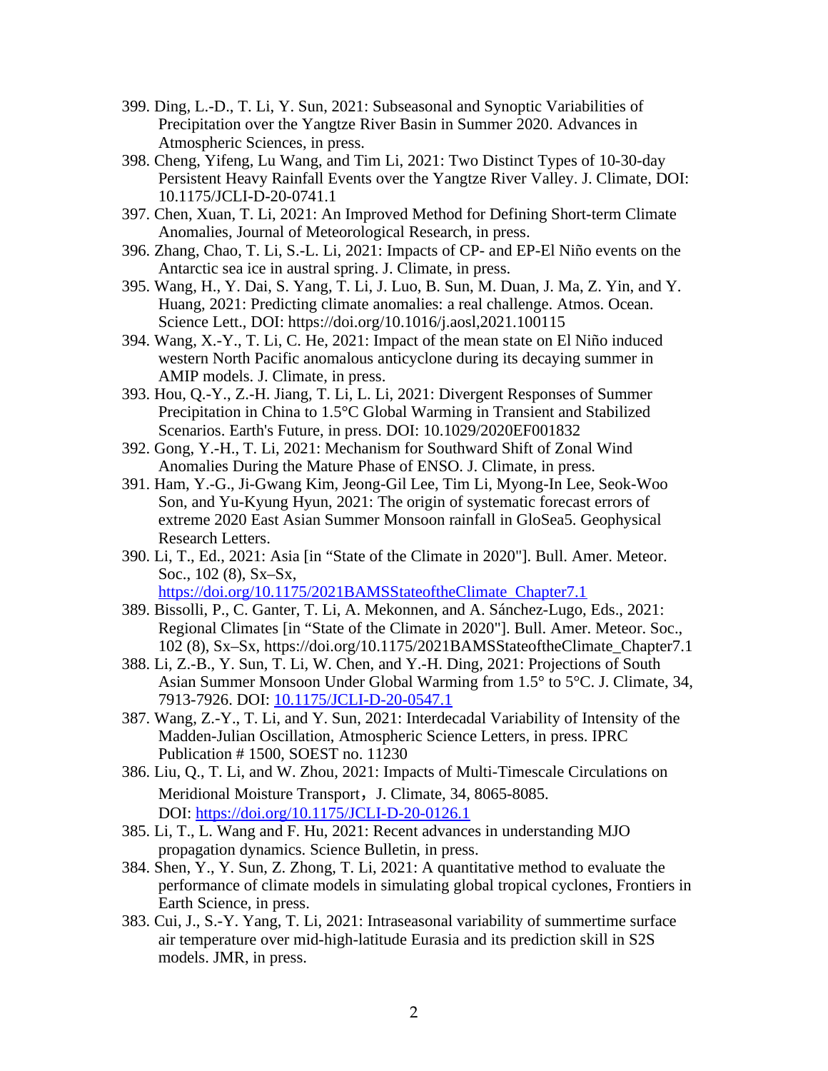399. Ding, L.-D., T. Li, Y. Sun, 2021: Subseasonal and Synoptic Variabilities of Precipitation over the Yangtze River Basin in Summer 2020. Advances in Atmospheric Sciences, in press.
398. Cheng, Yifeng, Lu Wang, and Tim Li, 2021: Two Distinct Types of 10-30-day Persistent Heavy Rainfall Events over the Yangtze River Valley. J. Climate, DOI: 10.1175/JCLI-D-20-0741.1
397. Chen, Xuan, T. Li, 2021: An Improved Method for Defining Short-term Climate Anomalies, Journal of Meteorological Research, in press.
396. Zhang, Chao, T. Li, S.-L. Li, 2021: Impacts of CP- and EP-El Niño events on the Antarctic sea ice in austral spring. J. Climate, in press.
395. Wang, H., Y. Dai, S. Yang, T. Li, J. Luo, B. Sun, M. Duan, J. Ma, Z. Yin, and Y. Huang, 2021: Predicting climate anomalies: a real challenge. Atmos. Ocean. Science Lett., DOI: https://doi.org/10.1016/j.aosl,2021.100115
394. Wang, X.-Y., T. Li, C. He, 2021: Impact of the mean state on El Niño induced western North Pacific anomalous anticyclone during its decaying summer in AMIP models. J. Climate, in press.
393. Hou, Q.-Y., Z.-H. Jiang, T. Li, L. Li, 2021: Divergent Responses of Summer Precipitation in China to 1.5°C Global Warming in Transient and Stabilized Scenarios. Earth's Future, in press. DOI: 10.1029/2020EF001832
392. Gong, Y.-H., T. Li, 2021: Mechanism for Southward Shift of Zonal Wind Anomalies During the Mature Phase of ENSO. J. Climate, in press.
391. Ham, Y.-G., Ji-Gwang Kim, Jeong-Gil Lee, Tim Li, Myong-In Lee, Seok-Woo Son, and Yu-Kyung Hyun, 2021: The origin of systematic forecast errors of extreme 2020 East Asian Summer Monsoon rainfall in GloSea5. Geophysical Research Letters.
390. Li, T., Ed., 2021: Asia [in "State of the Climate in 2020"]. Bull. Amer. Meteor. Soc., 102 (8), Sx–Sx, https://doi.org/10.1175/2021BAMSStateoftheClimate_Chapter7.1
389. Bissolli, P., C. Ganter, T. Li, A. Mekonnen, and A. Sánchez-Lugo, Eds., 2021: Regional Climates [in "State of the Climate in 2020"]. Bull. Amer. Meteor. Soc., 102 (8), Sx–Sx, https://doi.org/10.1175/2021BAMSStateoftheClimate_Chapter7.1
388. Li, Z.-B., Y. Sun, T. Li, W. Chen, and Y.-H. Ding, 2021: Projections of South Asian Summer Monsoon Under Global Warming from 1.5° to 5°C. J. Climate, 34, 7913-7926. DOI: 10.1175/JCLI-D-20-0547.1
387. Wang, Z.-Y., T. Li, and Y. Sun, 2021: Interdecadal Variability of Intensity of the Madden-Julian Oscillation, Atmospheric Science Letters, in press. IPRC Publication # 1500, SOEST no. 11230
386. Liu, Q., T. Li, and W. Zhou, 2021: Impacts of Multi-Timescale Circulations on Meridional Moisture Transport，J. Climate, 34, 8065-8085. DOI: https://doi.org/10.1175/JCLI-D-20-0126.1
385. Li, T., L. Wang and F. Hu, 2021: Recent advances in understanding MJO propagation dynamics. Science Bulletin, in press.
384. Shen, Y., Y. Sun, Z. Zhong, T. Li, 2021: A quantitative method to evaluate the performance of climate models in simulating global tropical cyclones, Frontiers in Earth Science, in press.
383. Cui, J., S.-Y. Yang, T. Li, 2021: Intraseasonal variability of summertime surface air temperature over mid-high-latitude Eurasia and its prediction skill in S2S models. JMR, in press.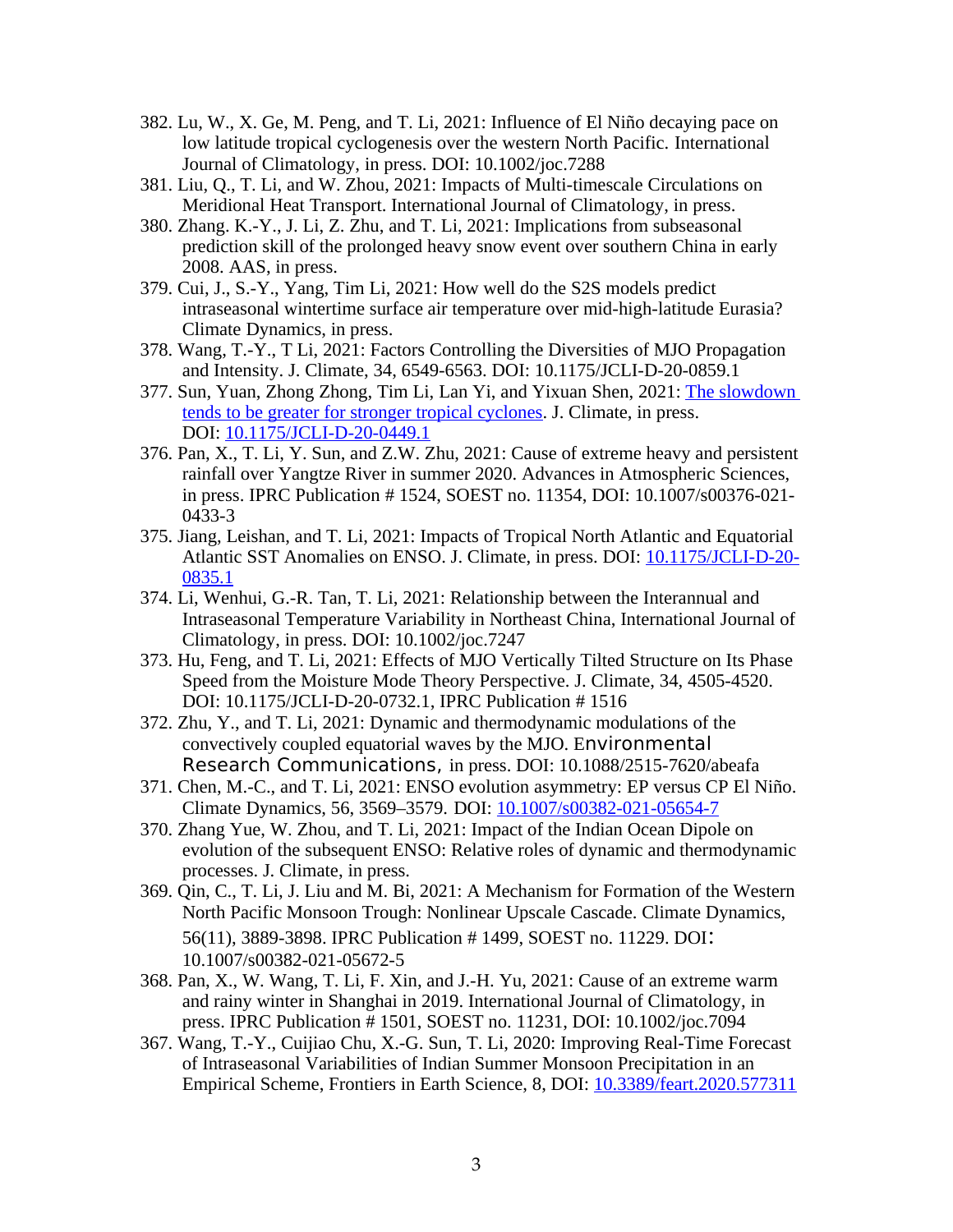382. Lu, W., X. Ge, M. Peng, and T. Li, 2021: Influence of El Niño decaying pace on low latitude tropical cyclogenesis over the western North Pacific. International Journal of Climatology, in press. DOI: 10.1002/joc.7288

381. Liu, Q., T. Li, and W. Zhou, 2021: Impacts of Multi-timescale Circulations on Meridional Heat Transport. International Journal of Climatology, in press.

380. Zhang. K.-Y., J. Li, Z. Zhu, and T. Li, 2021: Implications from subseasonal prediction skill of the prolonged heavy snow event over southern China in early 2008. AAS, in press.

379. Cui, J., S.-Y., Yang, Tim Li, 2021: How well do the S2S models predict intraseasonal wintertime surface air temperature over mid-high-latitude Eurasia? Climate Dynamics, in press.

378. Wang, T.-Y., T Li, 2021: Factors Controlling the Diversities of MJO Propagation and Intensity. J. Climate, 34, 6549-6563. DOI: 10.1175/JCLI-D-20-0859.1

377. Sun, Yuan, Zhong Zhong, Tim Li, Lan Yi, and Yixuan Shen, 2021: The slowdown tends to be greater for stronger tropical cyclones. J. Climate, in press. DOI: 10.1175/JCLI-D-20-0449.1

376. Pan, X., T. Li, Y. Sun, and Z.W. Zhu, 2021: Cause of extreme heavy and persistent rainfall over Yangtze River in summer 2020. Advances in Atmospheric Sciences, in press. IPRC Publication # 1524, SOEST no. 11354, DOI: 10.1007/s00376-021-0433-3

375. Jiang, Leishan, and T. Li, 2021: Impacts of Tropical North Atlantic and Equatorial Atlantic SST Anomalies on ENSO. J. Climate, in press. DOI: 10.1175/JCLI-D-20-0835.1

374. Li, Wenhui, G.-R. Tan, T. Li, 2021: Relationship between the Interannual and Intraseasonal Temperature Variability in Northeast China, International Journal of Climatology, in press. DOI: 10.1002/joc.7247

373. Hu, Feng, and T. Li, 2021: Effects of MJO Vertically Tilted Structure on Its Phase Speed from the Moisture Mode Theory Perspective. J. Climate, 34, 4505-4520. DOI: 10.1175/JCLI-D-20-0732.1, IPRC Publication # 1516

372. Zhu, Y., and T. Li, 2021: Dynamic and thermodynamic modulations of the convectively coupled equatorial waves by the MJO. Environmental Research Communications, in press. DOI: 10.1088/2515-7620/abeafa

371. Chen, M.-C., and T. Li, 2021: ENSO evolution asymmetry: EP versus CP El Niño. Climate Dynamics, 56, 3569–3579. DOI: 10.1007/s00382-021-05654-7

370. Zhang Yue, W. Zhou, and T. Li, 2021: Impact of the Indian Ocean Dipole on evolution of the subsequent ENSO: Relative roles of dynamic and thermodynamic processes. J. Climate, in press.

369. Qin, C., T. Li, J. Liu and M. Bi, 2021: A Mechanism for Formation of the Western North Pacific Monsoon Trough: Nonlinear Upscale Cascade. Climate Dynamics, 56(11), 3889-3898. IPRC Publication # 1499, SOEST no. 11229. DOI: 10.1007/s00382-021-05672-5

368. Pan, X., W. Wang, T. Li, F. Xin, and J.-H. Yu, 2021: Cause of an extreme warm and rainy winter in Shanghai in 2019. International Journal of Climatology, in press. IPRC Publication # 1501, SOEST no. 11231, DOI: 10.1002/joc.7094

367. Wang, T.-Y., Cuijiao Chu, X.-G. Sun, T. Li, 2020: Improving Real-Time Forecast of Intraseasonal Variabilities of Indian Summer Monsoon Precipitation in an Empirical Scheme, Frontiers in Earth Science, 8, DOI: 10.3389/feart.2020.577311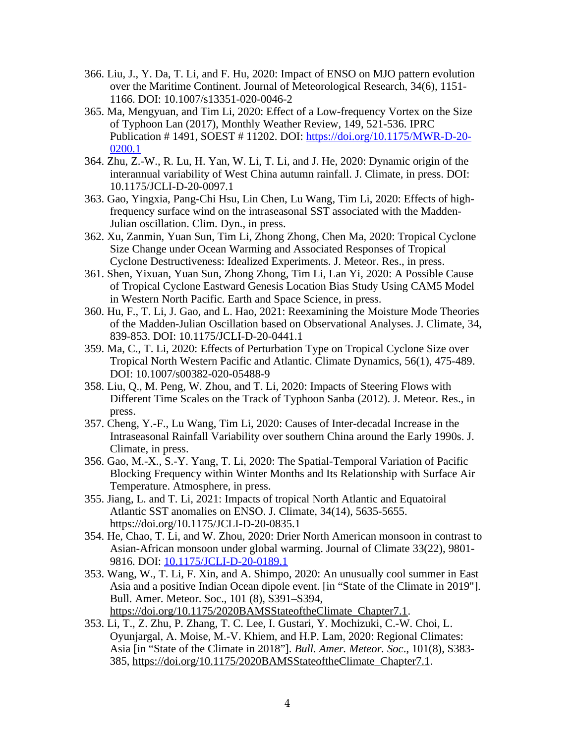366. Liu, J., Y. Da, T. Li, and F. Hu, 2020: Impact of ENSO on MJO pattern evolution over the Maritime Continent. Journal of Meteorological Research, 34(6), 1151-1166. DOI: 10.1007/s13351-020-0046-2

365. Ma, Mengyuan, and Tim Li, 2020: Effect of a Low-frequency Vortex on the Size of Typhoon Lan (2017), Monthly Weather Review, 149, 521-536. IPRC Publication # 1491, SOEST # 11202. DOI: https://doi.org/10.1175/MWR-D-20-0200.1

364. Zhu, Z.-W., R. Lu, H. Yan, W. Li, T. Li, and J. He, 2020: Dynamic origin of the interannual variability of West China autumn rainfall. J. Climate, in press. DOI: 10.1175/JCLI-D-20-0097.1

363. Gao, Yingxia, Pang-Chi Hsu, Lin Chen, Lu Wang, Tim Li, 2020: Effects of high-frequency surface wind on the intraseasonal SST associated with the Madden-Julian oscillation. Clim. Dyn., in press.

362. Xu, Zanmin, Yuan Sun, Tim Li, Zhong Zhong, Chen Ma, 2020: Tropical Cyclone Size Change under Ocean Warming and Associated Responses of Tropical Cyclone Destructiveness: Idealized Experiments. J. Meteor. Res., in press.

361. Shen, Yixuan, Yuan Sun, Zhong Zhong, Tim Li, Lan Yi, 2020: A Possible Cause of Tropical Cyclone Eastward Genesis Location Bias Study Using CAM5 Model in Western North Pacific. Earth and Space Science, in press.

360. Hu, F., T. Li, J. Gao, and L. Hao, 2021: Reexamining the Moisture Mode Theories of the Madden-Julian Oscillation based on Observational Analyses. J. Climate, 34, 839-853. DOI: 10.1175/JCLI-D-20-0441.1

359. Ma, C., T. Li, 2020: Effects of Perturbation Type on Tropical Cyclone Size over Tropical North Western Pacific and Atlantic. Climate Dynamics, 56(1), 475-489. DOI: 10.1007/s00382-020-05488-9

358. Liu, Q., M. Peng, W. Zhou, and T. Li, 2020: Impacts of Steering Flows with Different Time Scales on the Track of Typhoon Sanba (2012). J. Meteor. Res., in press.

357. Cheng, Y.-F., Lu Wang, Tim Li, 2020: Causes of Inter-decadal Increase in the Intraseasonal Rainfall Variability over southern China around the Early 1990s. J. Climate, in press.

356. Gao, M.-X., S.-Y. Yang, T. Li, 2020: The Spatial-Temporal Variation of Pacific Blocking Frequency within Winter Months and Its Relationship with Surface Air Temperature. Atmosphere, in press.

355. Jiang, L. and T. Li, 2021: Impacts of tropical North Atlantic and Equatoiral Atlantic SST anomalies on ENSO. J. Climate, 34(14), 5635-5655. https://doi.org/10.1175/JCLI-D-20-0835.1

354. He, Chao, T. Li, and W. Zhou, 2020: Drier North American monsoon in contrast to Asian-African monsoon under global warming. Journal of Climate 33(22), 9801-9816. DOI: 10.1175/JCLI-D-20-0189.1

353. Wang, W., T. Li, F. Xin, and A. Shimpo, 2020: An unusually cool summer in East Asia and a positive Indian Ocean dipole event. [in "State of the Climate in 2019"]. Bull. Amer. Meteor. Soc., 101 (8), S391–S394, https://doi.org/10.1175/2020BAMSStateoftheClimate_Chapter7.1.

353. Li, T., Z. Zhu, P. Zhang, T. C. Lee, I. Gustari, Y. Mochizuki, C.-W. Choi, L. Oyunjargal, A. Moise, M.-V. Khiem, and H.P. Lam, 2020: Regional Climates: Asia [in "State of the Climate in 2018"]. *Bull. Amer. Meteor. Soc.*, 101(8), S383-385, https://doi.org/10.1175/2020BAMSStateoftheClimate_Chapter7.1.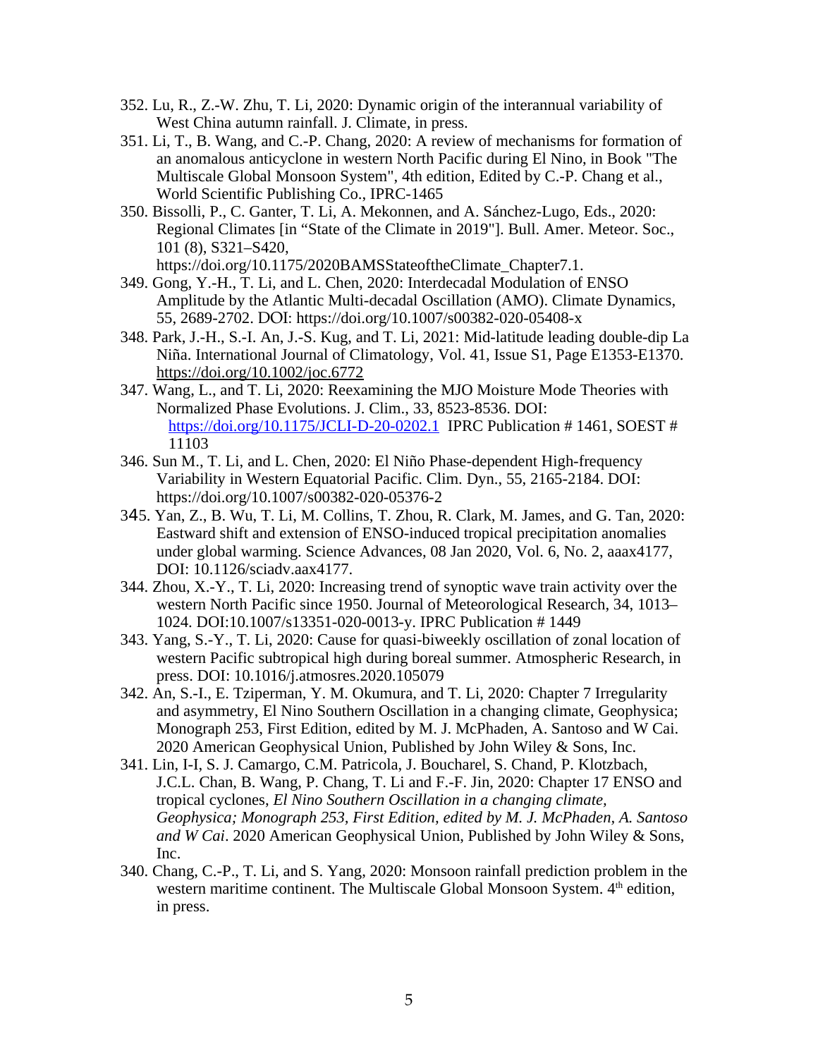352. Lu, R., Z.-W. Zhu, T. Li, 2020: Dynamic origin of the interannual variability of West China autumn rainfall. J. Climate, in press.

351. Li, T., B. Wang, and C.-P. Chang, 2020: A review of mechanisms for formation of an anomalous anticyclone in western North Pacific during El Nino, in Book "The Multiscale Global Monsoon System", 4th edition, Edited by C.-P. Chang et al., World Scientific Publishing Co., IPRC-1465

350. Bissolli, P., C. Ganter, T. Li, A. Mekonnen, and A. Sánchez-Lugo, Eds., 2020: Regional Climates [in "State of the Climate in 2019"]. Bull. Amer. Meteor. Soc., 101 (8), S321–S420, https://doi.org/10.1175/2020BAMSStateoftheClimate_Chapter7.1.

349. Gong, Y.-H., T. Li, and L. Chen, 2020: Interdecadal Modulation of ENSO Amplitude by the Atlantic Multi-decadal Oscillation (AMO). Climate Dynamics, 55, 2689-2702. DOI: https://doi.org/10.1007/s00382-020-05408-x

348. Park, J.-H., S.-I. An, J.-S. Kug, and T. Li, 2021: Mid-latitude leading double-dip La Niña. International Journal of Climatology, Vol. 41, Issue S1, Page E1353-E1370. https://doi.org/10.1002/joc.6772

347. Wang, L., and T. Li, 2020: Reexamining the MJO Moisture Mode Theories with Normalized Phase Evolutions. J. Clim., 33, 8523-8536. DOI: https://doi.org/10.1175/JCLI-D-20-0202.1 IPRC Publication # 1461, SOEST # 11103

346. Sun M., T. Li, and L. Chen, 2020: El Niño Phase-dependent High-frequency Variability in Western Equatorial Pacific. Clim. Dyn., 55, 2165-2184. DOI: https://doi.org/10.1007/s00382-020-05376-2

345. Yan, Z., B. Wu, T. Li, M. Collins, T. Zhou, R. Clark, M. James, and G. Tan, 2020: Eastward shift and extension of ENSO-induced tropical precipitation anomalies under global warming. Science Advances, 08 Jan 2020, Vol. 6, No. 2, aaax4177, DOI: 10.1126/sciadv.aax4177.

344. Zhou, X.-Y., T. Li, 2020: Increasing trend of synoptic wave train activity over the western North Pacific since 1950. Journal of Meteorological Research, 34, 1013–1024. DOI:10.1007/s13351-020-0013-y. IPRC Publication # 1449

343. Yang, S.-Y., T. Li, 2020: Cause for quasi-biweekly oscillation of zonal location of western Pacific subtropical high during boreal summer. Atmospheric Research, in press. DOI: 10.1016/j.atmosres.2020.105079

342. An, S.-I., E. Tziperman, Y. M. Okumura, and T. Li, 2020: Chapter 7 Irregularity and asymmetry, El Nino Southern Oscillation in a changing climate, Geophysica; Monograph 253, First Edition, edited by M. J. McPhaden, A. Santoso and W Cai. 2020 American Geophysical Union, Published by John Wiley & Sons, Inc.

341. Lin, I-I, S. J. Camargo, C.M. Patricola, J. Boucharel, S. Chand, P. Klotzbach, J.C.L. Chan, B. Wang, P. Chang, T. Li and F.-F. Jin, 2020: Chapter 17 ENSO and tropical cyclones, *El Nino Southern Oscillation in a changing climate, Geophysica; Monograph 253, First Edition, edited by M. J. McPhaden, A. Santoso and W Cai*. 2020 American Geophysical Union, Published by John Wiley & Sons, Inc.

340. Chang, C.-P., T. Li, and S. Yang, 2020: Monsoon rainfall prediction problem in the western maritime continent. The Multiscale Global Monsoon System. 4th edition, in press.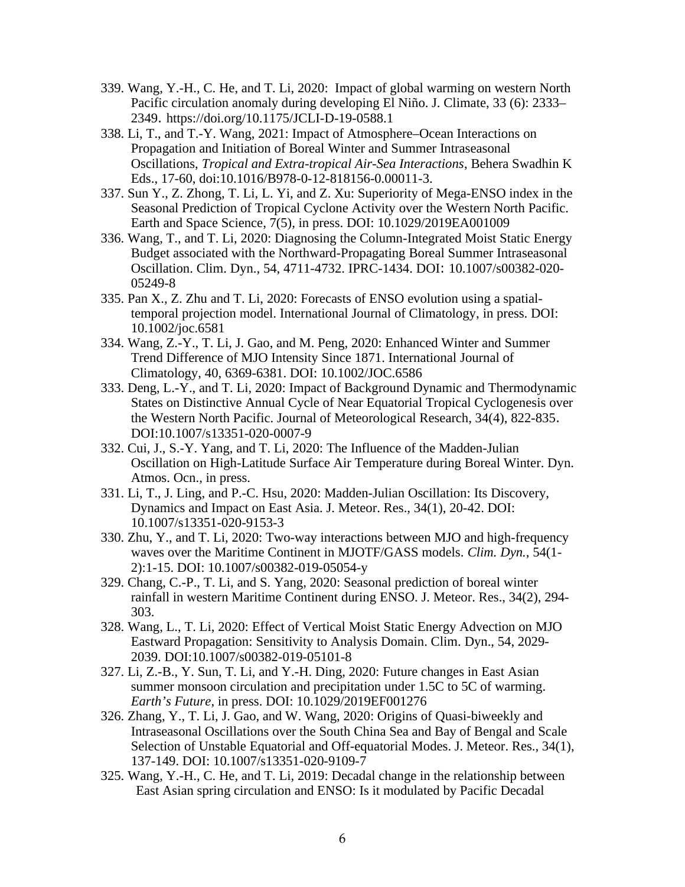339. Wang, Y.-H., C. He, and T. Li, 2020: Impact of global warming on western North Pacific circulation anomaly during developing El Niño. J. Climate, 33 (6): 2333–2349. https://doi.org/10.1175/JCLI-D-19-0588.1

338. Li, T., and T.-Y. Wang, 2021: Impact of Atmosphere–Ocean Interactions on Propagation and Initiation of Boreal Winter and Summer Intraseasonal Oscillations, *Tropical and Extra-tropical Air-Sea Interactions*, Behera Swadhin K Eds., 17-60, doi:10.1016/B978-0-12-818156-0.00011-3.

337. Sun Y., Z. Zhong, T. Li, L. Yi, and Z. Xu: Superiority of Mega-ENSO index in the Seasonal Prediction of Tropical Cyclone Activity over the Western North Pacific. Earth and Space Science, 7(5), in press. DOI: 10.1029/2019EA001009

336. Wang, T., and T. Li, 2020: Diagnosing the Column-Integrated Moist Static Energy Budget associated with the Northward-Propagating Boreal Summer Intraseasonal Oscillation. Clim. Dyn., 54, 4711-4732. IPRC-1434. DOI: 10.1007/s00382-020-05249-8

335. Pan X., Z. Zhu and T. Li, 2020: Forecasts of ENSO evolution using a spatial-temporal projection model. International Journal of Climatology, in press. DOI: 10.1002/joc.6581

334. Wang, Z.-Y., T. Li, J. Gao, and M. Peng, 2020: Enhanced Winter and Summer Trend Difference of MJO Intensity Since 1871. International Journal of Climatology, 40, 6369-6381. DOI: 10.1002/JOC.6586

333. Deng, L.-Y., and T. Li, 2020: Impact of Background Dynamic and Thermodynamic States on Distinctive Annual Cycle of Near Equatorial Tropical Cyclogenesis over the Western North Pacific. Journal of Meteorological Research, 34(4), 822-835. DOI:10.1007/s13351-020-0007-9

332. Cui, J., S.-Y. Yang, and T. Li, 2020: The Influence of the Madden-Julian Oscillation on High-Latitude Surface Air Temperature during Boreal Winter. Dyn. Atmos. Ocn., in press.

331. Li, T., J. Ling, and P.-C. Hsu, 2020: Madden-Julian Oscillation: Its Discovery, Dynamics and Impact on East Asia. J. Meteor. Res., 34(1), 20-42. DOI: 10.1007/s13351-020-9153-3

330. Zhu, Y., and T. Li, 2020: Two-way interactions between MJO and high-frequency waves over the Maritime Continent in MJOTF/GASS models. *Clim. Dyn.*, 54(1-2):1-15. DOI: 10.1007/s00382-019-05054-y

329. Chang, C.-P., T. Li, and S. Yang, 2020: Seasonal prediction of boreal winter rainfall in western Maritime Continent during ENSO. J. Meteor. Res., 34(2), 294-303.

328. Wang, L., T. Li, 2020: Effect of Vertical Moist Static Energy Advection on MJO Eastward Propagation: Sensitivity to Analysis Domain. Clim. Dyn., 54, 2029-2039. DOI:10.1007/s00382-019-05101-8

327. Li, Z.-B., Y. Sun, T. Li, and Y.-H. Ding, 2020: Future changes in East Asian summer monsoon circulation and precipitation under 1.5C to 5C of warming. *Earth's Future*, in press. DOI: 10.1029/2019EF001276

326. Zhang, Y., T. Li, J. Gao, and W. Wang, 2020: Origins of Quasi-biweekly and Intraseasonal Oscillations over the South China Sea and Bay of Bengal and Scale Selection of Unstable Equatorial and Off-equatorial Modes. J. Meteor. Res., 34(1), 137-149. DOI: 10.1007/s13351-020-9109-7

325. Wang, Y.-H., C. He, and T. Li, 2019: Decadal change in the relationship between East Asian spring circulation and ENSO: Is it modulated by Pacific Decadal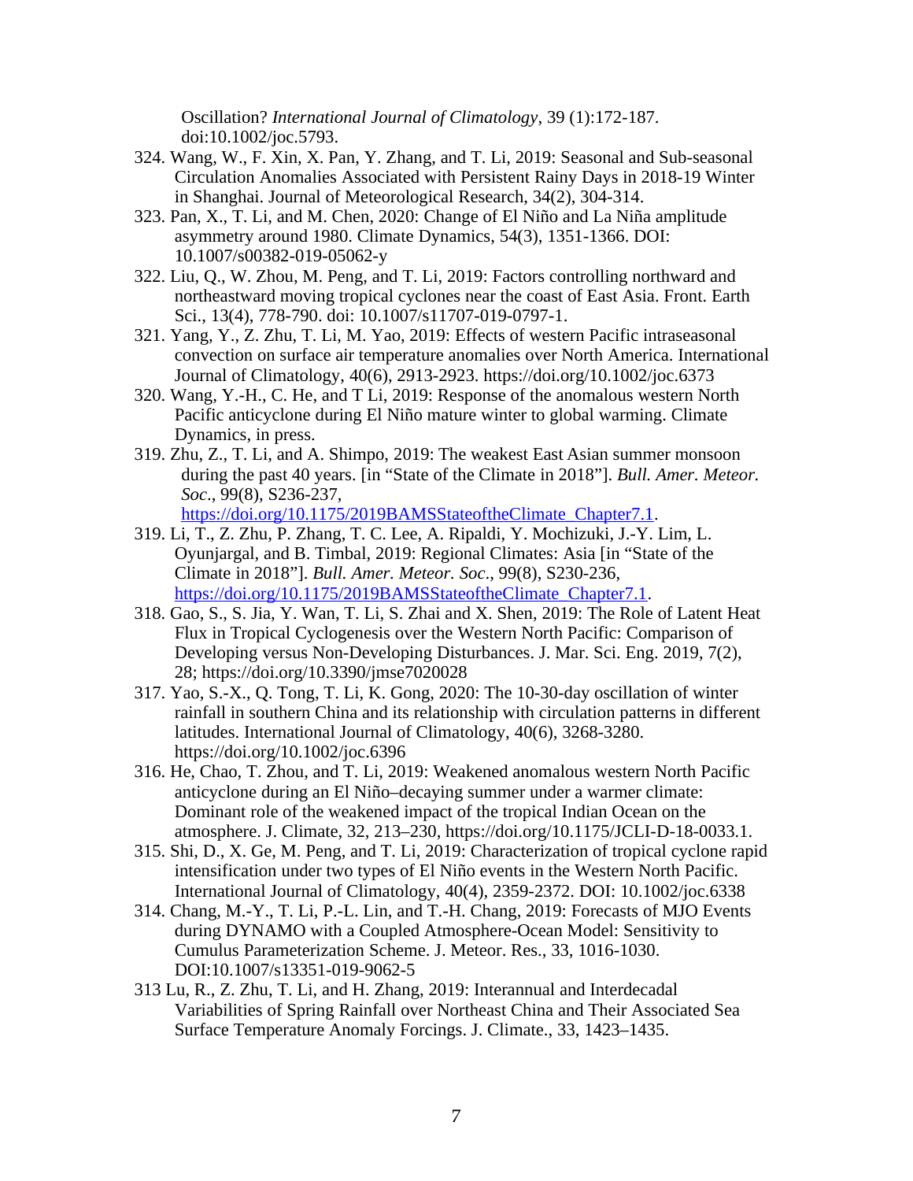Oscillation? *International Journal of Climatology*, 39 (1):172-187. doi:10.1002/joc.5793.

324. Wang, W., F. Xin, X. Pan, Y. Zhang, and T. Li, 2019: Seasonal and Sub-seasonal Circulation Anomalies Associated with Persistent Rainy Days in 2018-19 Winter in Shanghai. Journal of Meteorological Research, 34(2), 304-314.
323. Pan, X., T. Li, and M. Chen, 2020: Change of El Niño and La Niña amplitude asymmetry around 1980. Climate Dynamics, 54(3), 1351-1366. DOI: 10.1007/s00382-019-05062-y
322. Liu, Q., W. Zhou, M. Peng, and T. Li, 2019: Factors controlling northward and northeastward moving tropical cyclones near the coast of East Asia. Front. Earth Sci., 13(4), 778-790. doi: 10.1007/s11707-019-0797-1.
321. Yang, Y., Z. Zhu, T. Li, M. Yao, 2019: Effects of western Pacific intraseasonal convection on surface air temperature anomalies over North America. International Journal of Climatology, 40(6), 2913-2923. https://doi.org/10.1002/joc.6373
320. Wang, Y.-H., C. He, and T Li, 2019: Response of the anomalous western North Pacific anticyclone during El Niño mature winter to global warming. Climate Dynamics, in press.
319. Zhu, Z., T. Li, and A. Shimpo, 2019: The weakest East Asian summer monsoon during the past 40 years. [in "State of the Climate in 2018"]. *Bull. Amer. Meteor. Soc*., 99(8), S236-237, [https://doi.org/10.1175/2019BAMSStateoftheClimate_Chapter7.1](https://doi.org/10.1175/2019BAMSStateoftheClimate_Chapter7.1).
319. Li, T., Z. Zhu, P. Zhang, T. C. Lee, A. Ripaldi, Y. Mochizuki, J.-Y. Lim, L. Oyunjargal, and B. Timbal, 2019: Regional Climates: Asia [in "State of the Climate in 2018"]. *Bull. Amer. Meteor. Soc*., 99(8), S230-236, [https://doi.org/10.1175/2019BAMSStateoftheClimate_Chapter7.1](https://doi.org/10.1175/2019BAMSStateoftheClimate_Chapter7.1).
318. Gao, S., S. Jia, Y. Wan, T. Li, S. Zhai and X. Shen, 2019: The Role of Latent Heat Flux in Tropical Cyclogenesis over the Western North Pacific: Comparison of Developing versus Non-Developing Disturbances. J. Mar. Sci. Eng. 2019, 7(2), 28; https://doi.org/10.3390/jmse7020028
317. Yao, S.-X., Q. Tong, T. Li, K. Gong, 2020: The 10-30-day oscillation of winter rainfall in southern China and its relationship with circulation patterns in different latitudes. International Journal of Climatology, 40(6), 3268-3280. https://doi.org/10.1002/joc.6396
316. He, Chao, T. Zhou, and T. Li, 2019: Weakened anomalous western North Pacific anticyclone during an El Niño–decaying summer under a warmer climate: Dominant role of the weakened impact of the tropical Indian Ocean on the atmosphere. J. Climate, 32, 213–230, https://doi.org/10.1175/JCLI-D-18-0033.1.
315. Shi, D., X. Ge, M. Peng, and T. Li, 2019: Characterization of tropical cyclone rapid intensification under two types of El Niño events in the Western North Pacific. International Journal of Climatology, 40(4), 2359-2372. DOI: 10.1002/joc.6338
314. Chang, M.-Y., T. Li, P.-L. Lin, and T.-H. Chang, 2019: Forecasts of MJO Events during DYNAMO with a Coupled Atmosphere-Ocean Model: Sensitivity to Cumulus Parameterization Scheme. J. Meteor. Res., 33, 1016-1030. DOI:10.1007/s13351-019-9062-5
313 Lu, R., Z. Zhu, T. Li, and H. Zhang, 2019: Interannual and Interdecadal Variabilities of Spring Rainfall over Northeast China and Their Associated Sea Surface Temperature Anomaly Forcings. J. Climate., 33, 1423–1435.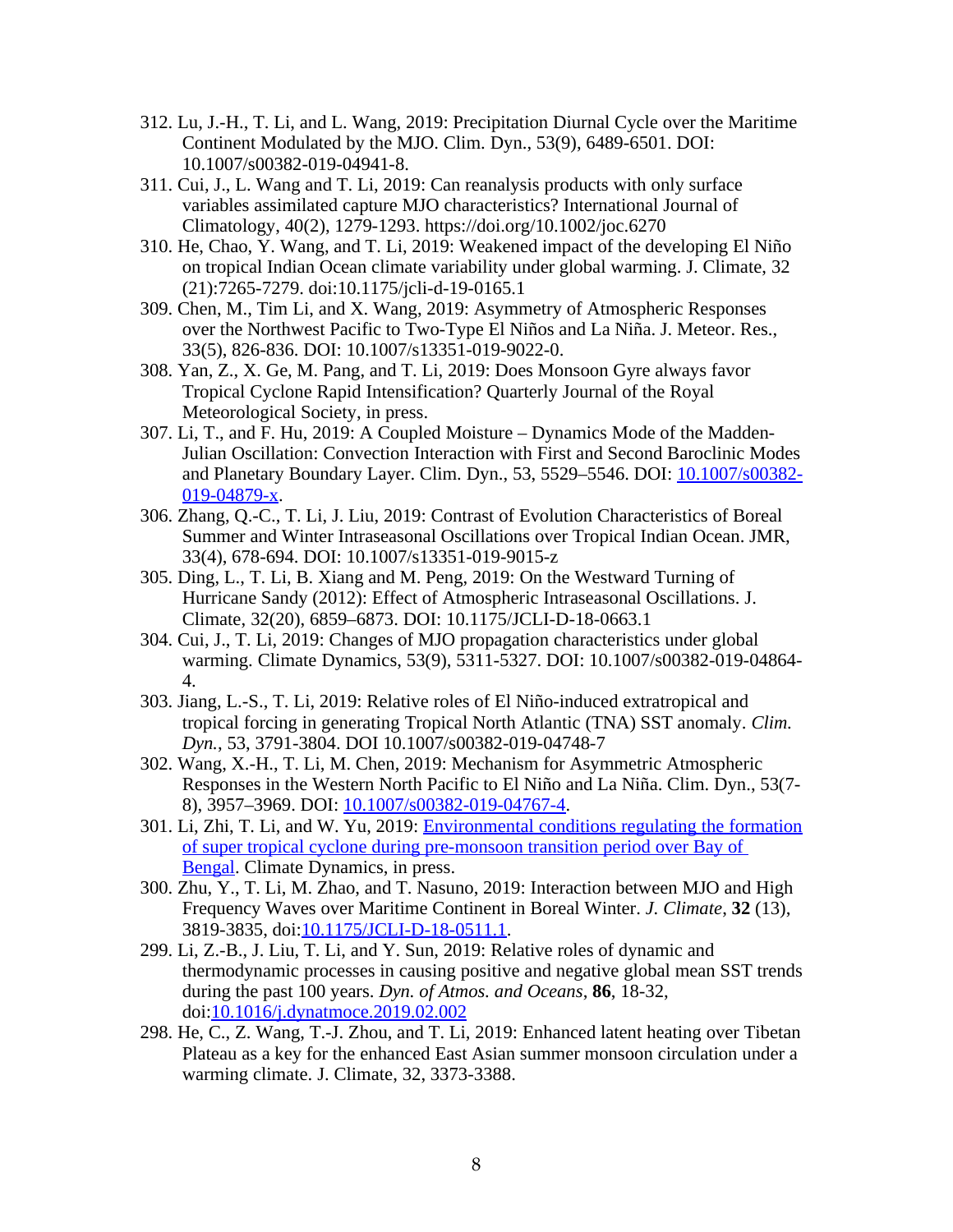312. Lu, J.-H., T. Li, and L. Wang, 2019: Precipitation Diurnal Cycle over the Maritime Continent Modulated by the MJO. Clim. Dyn., 53(9), 6489-6501. DOI: 10.1007/s00382-019-04941-8.
311. Cui, J., L. Wang and T. Li, 2019: Can reanalysis products with only surface variables assimilated capture MJO characteristics? International Journal of Climatology, 40(2), 1279-1293. https://doi.org/10.1002/joc.6270
310. He, Chao, Y. Wang, and T. Li, 2019: Weakened impact of the developing El Niño on tropical Indian Ocean climate variability under global warming. J. Climate, 32 (21):7265-7279. doi:10.1175/jcli-d-19-0165.1
309. Chen, M., Tim Li, and X. Wang, 2019: Asymmetry of Atmospheric Responses over the Northwest Pacific to Two-Type El Niños and La Niña. J. Meteor. Res., 33(5), 826-836. DOI: 10.1007/s13351-019-9022-0.
308. Yan, Z., X. Ge, M. Pang, and T. Li, 2019: Does Monsoon Gyre always favor Tropical Cyclone Rapid Intensification? Quarterly Journal of the Royal Meteorological Society, in press.
307. Li, T., and F. Hu, 2019: A Coupled Moisture – Dynamics Mode of the Madden-Julian Oscillation: Convection Interaction with First and Second Baroclinic Modes and Planetary Boundary Layer. Clim. Dyn., 53, 5529–5546. DOI: 10.1007/s00382-019-04879-x.
306. Zhang, Q.-C., T. Li, J. Liu, 2019: Contrast of Evolution Characteristics of Boreal Summer and Winter Intraseasonal Oscillations over Tropical Indian Ocean. JMR, 33(4), 678-694. DOI: 10.1007/s13351-019-9015-z
305. Ding, L., T. Li, B. Xiang and M. Peng, 2019: On the Westward Turning of Hurricane Sandy (2012): Effect of Atmospheric Intraseasonal Oscillations. J. Climate, 32(20), 6859–6873. DOI: 10.1175/JCLI-D-18-0663.1
304. Cui, J., T. Li, 2019: Changes of MJO propagation characteristics under global warming. Climate Dynamics, 53(9), 5311-5327. DOI: 10.1007/s00382-019-04864-4.
303. Jiang, L.-S., T. Li, 2019: Relative roles of El Niño-induced extratropical and tropical forcing in generating Tropical North Atlantic (TNA) SST anomaly. *Clim. Dyn.*, 53, 3791-3804. DOI 10.1007/s00382-019-04748-7
302. Wang, X.-H., T. Li, M. Chen, 2019: Mechanism for Asymmetric Atmospheric Responses in the Western North Pacific to El Niño and La Niña. Clim. Dyn., 53(7-8), 3957–3969. DOI: 10.1007/s00382-019-04767-4.
301. Li, Zhi, T. Li, and W. Yu, 2019: Environmental conditions regulating the formation of super tropical cyclone during pre-monsoon transition period over Bay of Bengal. Climate Dynamics, in press.
300. Zhu, Y., T. Li, M. Zhao, and T. Nasuno, 2019: Interaction between MJO and High Frequency Waves over Maritime Continent in Boreal Winter. *J. Climate*, **32** (13), 3819-3835, doi:10.1175/JCLI-D-18-0511.1.
299. Li, Z.-B., J. Liu, T. Li, and Y. Sun, 2019: Relative roles of dynamic and thermodynamic processes in causing positive and negative global mean SST trends during the past 100 years. *Dyn. of Atmos. and Oceans*, **86**, 18-32, doi:10.1016/j.dynatmoce.2019.02.002
298. He, C., Z. Wang, T.-J. Zhou, and T. Li, 2019: Enhanced latent heating over Tibetan Plateau as a key for the enhanced East Asian summer monsoon circulation under a warming climate. J. Climate, 32, 3373-3388.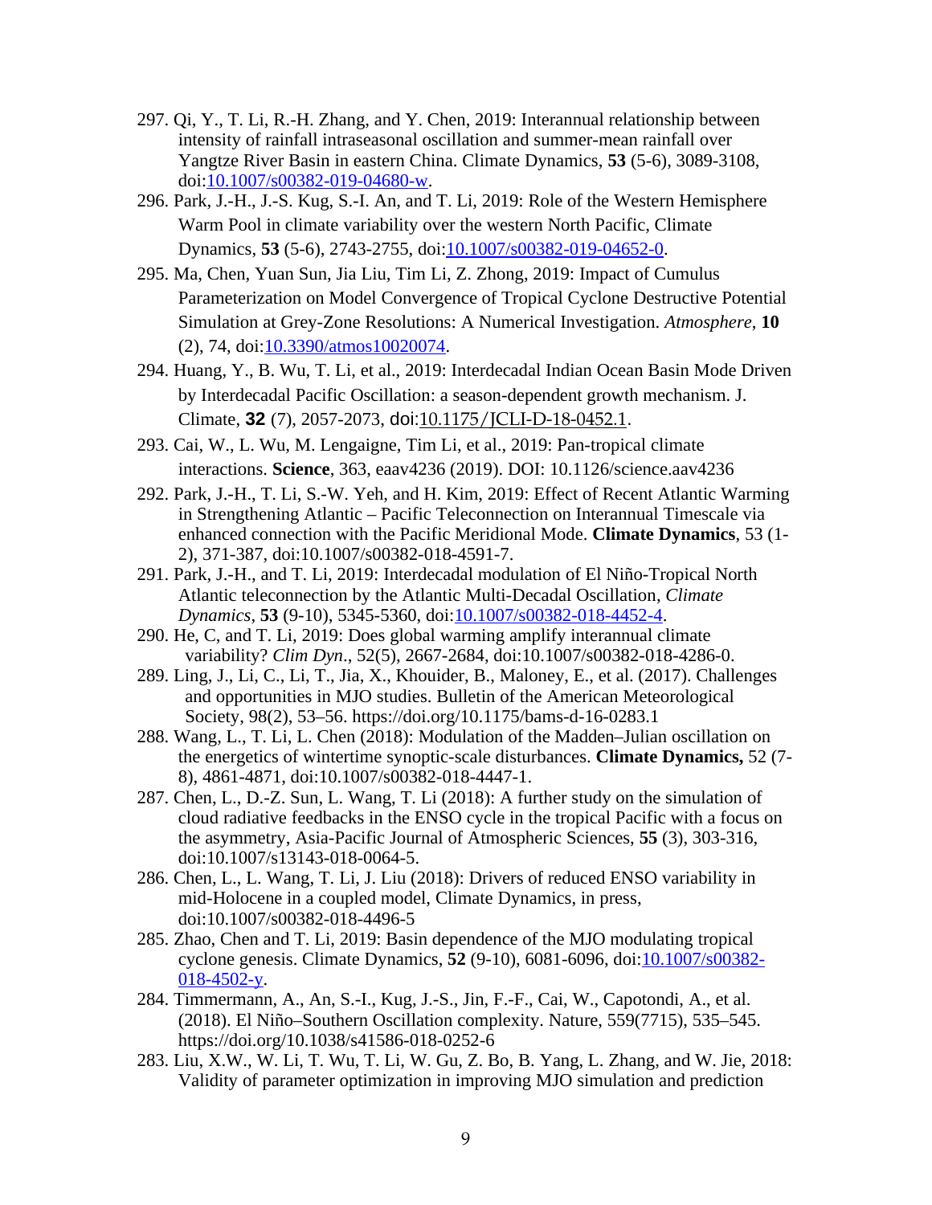297. Qi, Y., T. Li, R.-H. Zhang, and Y. Chen, 2019: Interannual relationship between intensity of rainfall intraseasonal oscillation and summer-mean rainfall over Yangtze River Basin in eastern China. Climate Dynamics, **53** (5-6), 3089-3108, doi:10.1007/s00382-019-04680-w.

296. Park, J.-H., J.-S. Kug, S.-I. An, and T. Li, 2019: Role of the Western Hemisphere Warm Pool in climate variability over the western North Pacific, Climate Dynamics, **53** (5-6), 2743-2755, doi:10.1007/s00382-019-04652-0.

295. Ma, Chen, Yuan Sun, Jia Liu, Tim Li, Z. Zhong, 2019: Impact of Cumulus Parameterization on Model Convergence of Tropical Cyclone Destructive Potential Simulation at Grey-Zone Resolutions: A Numerical Investigation. *Atmosphere*, **10** (2), 74, doi:10.3390/atmos10020074.

294. Huang, Y., B. Wu, T. Li, et al., 2019: Interdecadal Indian Ocean Basin Mode Driven by Interdecadal Pacific Oscillation: a season-dependent growth mechanism. J. Climate, **32** (7), 2057-2073, doi:10.1175/JCLI-D-18-0452.1.

293. Cai, W., L. Wu, M. Lengaigne, Tim Li, et al., 2019: Pan-tropical climate interactions. **Science**, 363, eaav4236 (2019). DOI: 10.1126/science.aav4236

292. Park, J.-H., T. Li, S.-W. Yeh, and H. Kim, 2019: Effect of Recent Atlantic Warming in Strengthening Atlantic – Pacific Teleconnection on Interannual Timescale via enhanced connection with the Pacific Meridional Mode. **Climate Dynamics**, 53 (1-2), 371-387, doi:10.1007/s00382-018-4591-7.

291. Park, J.-H., and T. Li, 2019: Interdecadal modulation of El Niño-Tropical North Atlantic teleconnection by the Atlantic Multi-Decadal Oscillation, *Climate Dynamics*, **53** (9-10), 5345-5360, doi:10.1007/s00382-018-4452-4.

290. He, C, and T. Li, 2019: Does global warming amplify interannual climate variability? *Clim Dyn*., 52(5), 2667-2684, doi:10.1007/s00382-018-4286-0.

289. Ling, J., Li, C., Li, T., Jia, X., Khouider, B., Maloney, E., et al. (2017). Challenges and opportunities in MJO studies. Bulletin of the American Meteorological Society, 98(2), 53–56. https://doi.org/10.1175/bams-d-16-0283.1

288. Wang, L., T. Li, L. Chen (2018): Modulation of the Madden–Julian oscillation on the energetics of wintertime synoptic-scale disturbances. **Climate Dynamics,** 52 (7-8), 4861-4871, doi:10.1007/s00382-018-4447-1.

287. Chen, L., D.-Z. Sun, L. Wang, T. Li (2018): A further study on the simulation of cloud radiative feedbacks in the ENSO cycle in the tropical Pacific with a focus on the asymmetry, Asia-Pacific Journal of Atmospheric Sciences, **55** (3), 303-316, doi:10.1007/s13143-018-0064-5.

286. Chen, L., L. Wang, T. Li, J. Liu (2018): Drivers of reduced ENSO variability in mid-Holocene in a coupled model, Climate Dynamics, in press, doi:10.1007/s00382-018-4496-5

285. Zhao, Chen and T. Li, 2019: Basin dependence of the MJO modulating tropical cyclone genesis. Climate Dynamics, **52** (9-10), 6081-6096, doi:10.1007/s00382-018-4502-y.

284. Timmermann, A., An, S.-I., Kug, J.-S., Jin, F.-F., Cai, W., Capotondi, A., et al. (2018). El Niño–Southern Oscillation complexity. Nature, 559(7715), 535–545. https://doi.org/10.1038/s41586-018-0252-6

283. Liu, X.W., W. Li, T. Wu, T. Li, W. Gu, Z. Bo, B. Yang, L. Zhang, and W. Jie, 2018: Validity of parameter optimization in improving MJO simulation and prediction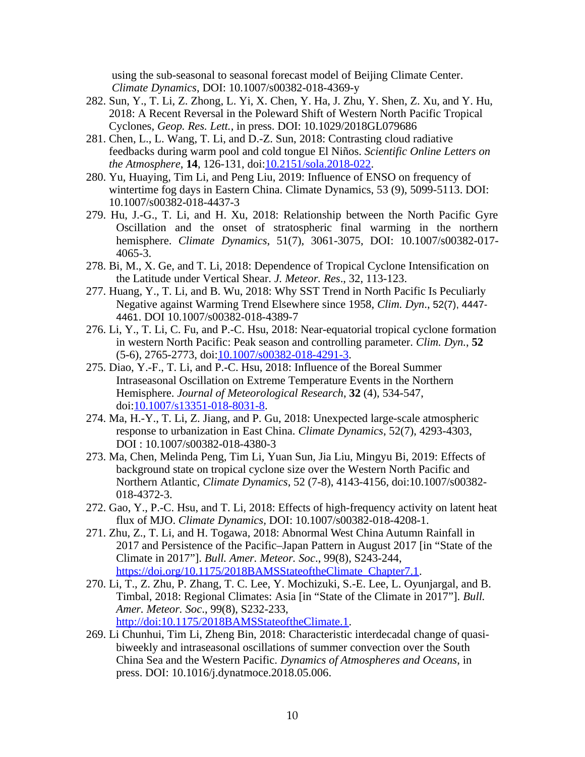using the sub-seasonal to seasonal forecast model of Beijing Climate Center. *Climate Dynamics*, DOI: 10.1007/s00382-018-4369-y

282. Sun, Y., T. Li, Z. Zhong, L. Yi, X. Chen, Y. Ha, J. Zhu, Y. Shen, Z. Xu, and Y. Hu, 2018: A Recent Reversal in the Poleward Shift of Western North Pacific Tropical Cyclones, *Geop. Res. Lett.*, in press. DOI: 10.1029/2018GL079686
281. Chen, L., L. Wang, T. Li, and D.-Z. Sun, 2018: Contrasting cloud radiative feedbacks during warm pool and cold tongue El Niños. *Scientific Online Letters on the Atmosphere*, **14**, 126-131, doi:10.2151/sola.2018-022.
280. Yu, Huaying, Tim Li, and Peng Liu, 2019: Influence of ENSO on frequency of wintertime fog days in Eastern China. Climate Dynamics, 53 (9), 5099-5113. DOI: 10.1007/s00382-018-4437-3
279. Hu, J.-G., T. Li, and H. Xu, 2018: Relationship between the North Pacific Gyre Oscillation and the onset of stratospheric final warming in the northern hemisphere. *Climate Dynamics*, 51(7), 3061-3075, DOI: 10.1007/s00382-017-4065-3.
278. Bi, M., X. Ge, and T. Li, 2018: Dependence of Tropical Cyclone Intensification on the Latitude under Vertical Shear. *J. Meteor. Res*., 32, 113-123.
277. Huang, Y., T. Li, and B. Wu, 2018: Why SST Trend in North Pacific Is Peculiarly Negative against Warming Trend Elsewhere since 1958, *Clim. Dyn*., 52(7), 4447-4461. DOI 10.1007/s00382-018-4389-7
276. Li, Y., T. Li, C. Fu, and P.-C. Hsu, 2018: Near-equatorial tropical cyclone formation in western North Pacific: Peak season and controlling parameter. *Clim. Dyn.*, **52** (5-6), 2765-2773, doi:10.1007/s00382-018-4291-3.
275. Diao, Y.-F., T. Li, and P.-C. Hsu, 2018: Influence of the Boreal Summer Intraseasonal Oscillation on Extreme Temperature Events in the Northern Hemisphere. *Journal of Meteorological Research*, **32** (4), 534-547, doi:10.1007/s13351-018-8031-8.
274. Ma, H.-Y., T. Li, Z. Jiang, and P. Gu, 2018: Unexpected large-scale atmospheric response to urbanization in East China. *Climate Dynamics*, 52(7), 4293-4303, DOI : 10.1007/s00382-018-4380-3
273. Ma, Chen, Melinda Peng, Tim Li, Yuan Sun, Jia Liu, Mingyu Bi, 2019: Effects of background state on tropical cyclone size over the Western North Pacific and Northern Atlantic, *Climate Dynamics*, 52 (7-8), 4143-4156, doi:10.1007/s00382-018-4372-3.
272. Gao, Y., P.-C. Hsu, and T. Li, 2018: Effects of high-frequency activity on latent heat flux of MJO. *Climate Dynamics*, DOI: 10.1007/s00382-018-4208-1.
271. Zhu, Z., T. Li, and H. Togawa, 2018: Abnormal West China Autumn Rainfall in 2017 and Persistence of the Pacific–Japan Pattern in August 2017 [in "State of the Climate in 2017"]. *Bull. Amer. Meteor. Soc*., 99(8), S243-244, https://doi.org/10.1175/2018BAMSStateoftheClimate_Chapter7.1.
270. Li, T., Z. Zhu, P. Zhang, T. C. Lee, Y. Mochizuki, S.-E. Lee, L. Oyunjargal, and B. Timbal, 2018: Regional Climates: Asia [in "State of the Climate in 2017"]. *Bull. Amer. Meteor. Soc*., 99(8), S232-233, http://doi:10.1175/2018BAMSStateoftheClimate.1.
269. Li Chunhui, Tim Li, Zheng Bin, 2018: Characteristic interdecadal change of quasi-biweekly and intraseasonal oscillations of summer convection over the South China Sea and the Western Pacific. *Dynamics of Atmospheres and Oceans*, in press. DOI: 10.1016/j.dynatmoce.2018.05.006.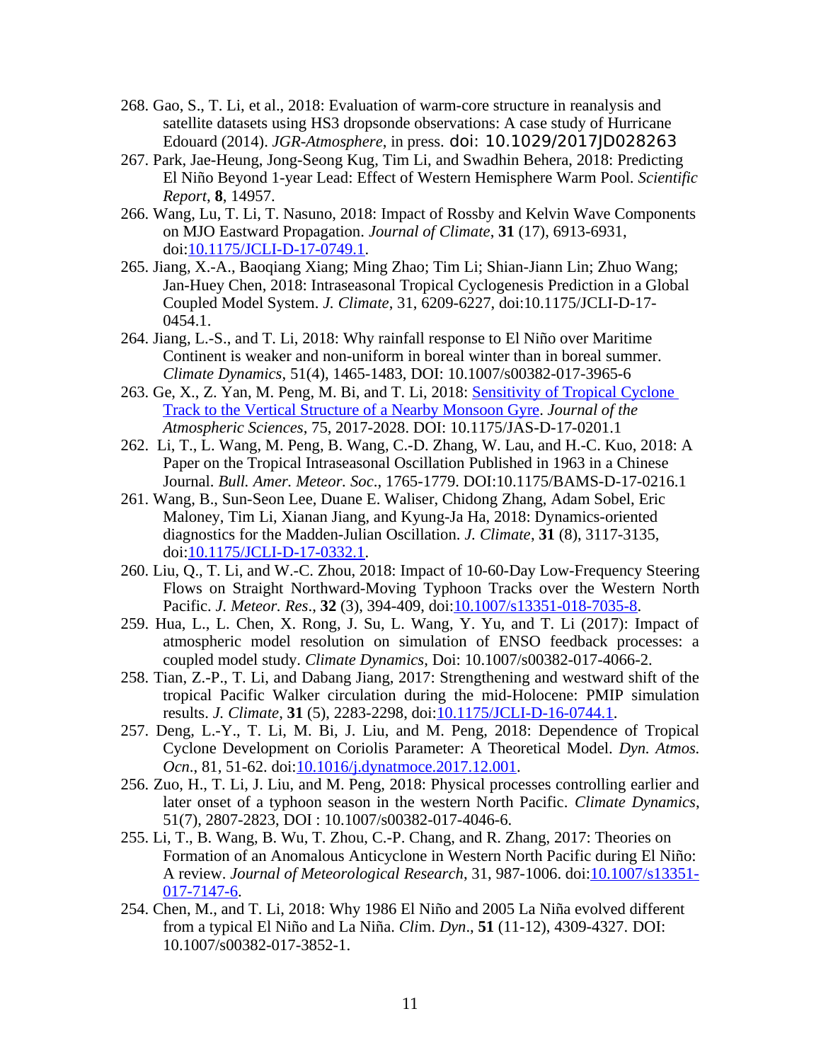268. Gao, S., T. Li, et al., 2018: Evaluation of warm-core structure in reanalysis and satellite datasets using HS3 dropsonde observations: A case study of Hurricane Edouard (2014). *JGR-Atmosphere*, in press. doi: 10.1029/2017JD028263

267. Park, Jae-Heung, Jong-Seong Kug, Tim Li, and Swadhin Behera, 2018: Predicting El Niño Beyond 1-year Lead: Effect of Western Hemisphere Warm Pool. *Scientific Report*, **8**, 14957.

266. Wang, Lu, T. Li, T. Nasuno, 2018: Impact of Rossby and Kelvin Wave Components on MJO Eastward Propagation. *Journal of Climate*, **31** (17), 6913-6931, doi:10.1175/JCLI-D-17-0749.1.

265. Jiang, X.-A., Baoqiang Xiang; Ming Zhao; Tim Li; Shian-Jiann Lin; Zhuo Wang; Jan-Huey Chen, 2018: Intraseasonal Tropical Cyclogenesis Prediction in a Global Coupled Model System. *J. Climate*, 31, 6209-6227, doi:10.1175/JCLI-D-17-0454.1.

264. Jiang, L.-S., and T. Li, 2018: Why rainfall response to El Niño over Maritime Continent is weaker and non-uniform in boreal winter than in boreal summer. *Climate Dynamics*, 51(4), 1465-1483, DOI: 10.1007/s00382-017-3965-6

263. Ge, X., Z. Yan, M. Peng, M. Bi, and T. Li, 2018: Sensitivity of Tropical Cyclone Track to the Vertical Structure of a Nearby Monsoon Gyre. *Journal of the Atmospheric Sciences*, 75, 2017-2028. DOI: 10.1175/JAS-D-17-0201.1

262. Li, T., L. Wang, M. Peng, B. Wang, C.-D. Zhang, W. Lau, and H.-C. Kuo, 2018: A Paper on the Tropical Intraseasonal Oscillation Published in 1963 in a Chinese Journal. *Bull. Amer. Meteor. Soc*., 1765-1779. DOI:10.1175/BAMS-D-17-0216.1

261. Wang, B., Sun-Seon Lee, Duane E. Waliser, Chidong Zhang, Adam Sobel, Eric Maloney, Tim Li, Xianan Jiang, and Kyung-Ja Ha, 2018: Dynamics-oriented diagnostics for the Madden-Julian Oscillation. *J. Climate*, **31** (8), 3117-3135, doi:10.1175/JCLI-D-17-0332.1.

260. Liu, Q., T. Li, and W.-C. Zhou, 2018: Impact of 10-60-Day Low-Frequency Steering Flows on Straight Northward-Moving Typhoon Tracks over the Western North Pacific. *J. Meteor. Res*., **32** (3), 394-409, doi:10.1007/s13351-018-7035-8.

259. Hua, L., L. Chen, X. Rong, J. Su, L. Wang, Y. Yu, and T. Li (2017): Impact of atmospheric model resolution on simulation of ENSO feedback processes: a coupled model study. *Climate Dynamics*, Doi: 10.1007/s00382-017-4066-2.

258. Tian, Z.-P., T. Li, and Dabang Jiang, 2017: Strengthening and westward shift of the tropical Pacific Walker circulation during the mid-Holocene: PMIP simulation results. *J. Climate*, **31** (5), 2283-2298, doi:10.1175/JCLI-D-16-0744.1.

257. Deng, L.-Y., T. Li, M. Bi, J. Liu, and M. Peng, 2018: Dependence of Tropical Cyclone Development on Coriolis Parameter: A Theoretical Model. *Dyn. Atmos. Ocn*., 81, 51-62. doi:10.1016/j.dynatmoce.2017.12.001.

256. Zuo, H., T. Li, J. Liu, and M. Peng, 2018: Physical processes controlling earlier and later onset of a typhoon season in the western North Pacific. *Climate Dynamics*, 51(7), 2807-2823, DOI : 10.1007/s00382-017-4046-6.

255. Li, T., B. Wang, B. Wu, T. Zhou, C.-P. Chang, and R. Zhang, 2017: Theories on Formation of an Anomalous Anticyclone in Western North Pacific during El Niño: A review. *Journal of Meteorological Research*, 31, 987-1006. doi:10.1007/s13351-017-7147-6.

254. Chen, M., and T. Li, 2018: Why 1986 El Niño and 2005 La Niña evolved different from a typical El Niño and La Niña. *Clim. Dyn*., **51** (11-12), 4309-4327. DOI: 10.1007/s00382-017-3852-1.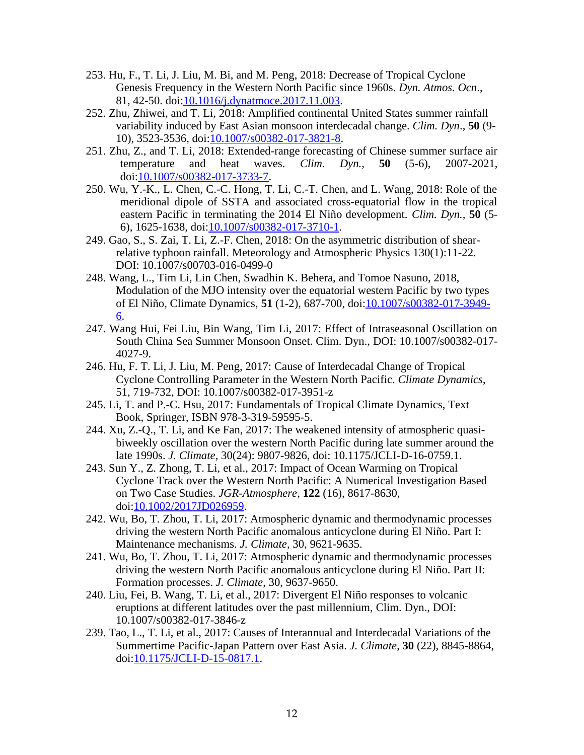253. Hu, F., T. Li, J. Liu, M. Bi, and M. Peng, 2018: Decrease of Tropical Cyclone Genesis Frequency in the Western North Pacific since 1960s. *Dyn. Atmos. Ocn*., 81, 42-50. doi:10.1016/j.dynatmoce.2017.11.003.

252. Zhu, Zhiwei, and T. Li, 2018: Amplified continental United States summer rainfall variability induced by East Asian monsoon interdecadal change. *Clim. Dyn*., **50** (9-10), 3523-3536, doi:10.1007/s00382-017-3821-8.

251. Zhu, Z., and T. Li, 2018: Extended-range forecasting of Chinese summer surface air temperature and heat waves. *Clim. Dyn.*, **50** (5-6), 2007-2021, doi:10.1007/s00382-017-3733-7.

250. Wu, Y.-K., L. Chen, C.-C. Hong, T. Li, C.-T. Chen, and L. Wang, 2018: Role of the meridional dipole of SSTA and associated cross-equatorial flow in the tropical eastern Pacific in terminating the 2014 El Niño development. *Clim. Dyn.*, **50** (5-6), 1625-1638, doi:10.1007/s00382-017-3710-1.

249. Gao, S., S. Zai, T. Li, Z.-F. Chen, 2018: On the asymmetric distribution of shear-relative typhoon rainfall. Meteorology and Atmospheric Physics 130(1):11-22. DOI: 10.1007/s00703-016-0499-0

248. Wang, L., Tim Li, Lin Chen, Swadhin K. Behera, and Tomoe Nasuno, 2018, Modulation of the MJO intensity over the equatorial western Pacific by two types of El Niño, Climate Dynamics, **51** (1-2), 687-700, doi:10.1007/s00382-017-3949-6.

247. Wang Hui, Fei Liu, Bin Wang, Tim Li, 2017: Effect of Intraseasonal Oscillation on South China Sea Summer Monsoon Onset. Clim. Dyn., DOI: 10.1007/s00382-017-4027-9.

246. Hu, F. T. Li, J. Liu, M. Peng, 2017: Cause of Interdecadal Change of Tropical Cyclone Controlling Parameter in the Western North Pacific. *Climate Dynamics*, 51, 719-732, DOI: 10.1007/s00382-017-3951-z

245. Li, T. and P.-C. Hsu, 2017: Fundamentals of Tropical Climate Dynamics, Text Book, Springer, ISBN 978-3-319-59595-5.

244. Xu, Z.-Q., T. Li, and Ke Fan, 2017: The weakened intensity of atmospheric quasi-biweekly oscillation over the western North Pacific during late summer around the late 1990s. *J. Climate*, 30(24): 9807-9826, doi: 10.1175/JCLI-D-16-0759.1.

243. Sun Y., Z. Zhong, T. Li, et al., 2017: Impact of Ocean Warming on Tropical Cyclone Track over the Western North Pacific: A Numerical Investigation Based on Two Case Studies. *JGR-Atmosphere*, **122** (16), 8617-8630, doi:10.1002/2017JD026959.

242. Wu, Bo, T. Zhou, T. Li, 2017: Atmospheric dynamic and thermodynamic processes driving the western North Pacific anomalous anticyclone during El Niño. Part I: Maintenance mechanisms. *J. Climate*, 30, 9621-9635.

241. Wu, Bo, T. Zhou, T. Li, 2017: Atmospheric dynamic and thermodynamic processes driving the western North Pacific anomalous anticyclone during El Niño. Part II: Formation processes. *J. Climate*, 30, 9637-9650.

240. Liu, Fei, B. Wang, T. Li, et al., 2017: Divergent El Niño responses to volcanic eruptions at different latitudes over the past millennium, Clim. Dyn., DOI: 10.1007/s00382-017-3846-z

239. Tao, L., T. Li, et al., 2017: Causes of Interannual and Interdecadal Variations of the Summertime Pacific-Japan Pattern over East Asia. *J. Climate*, **30** (22), 8845-8864, doi:10.1175/JCLI-D-15-0817.1.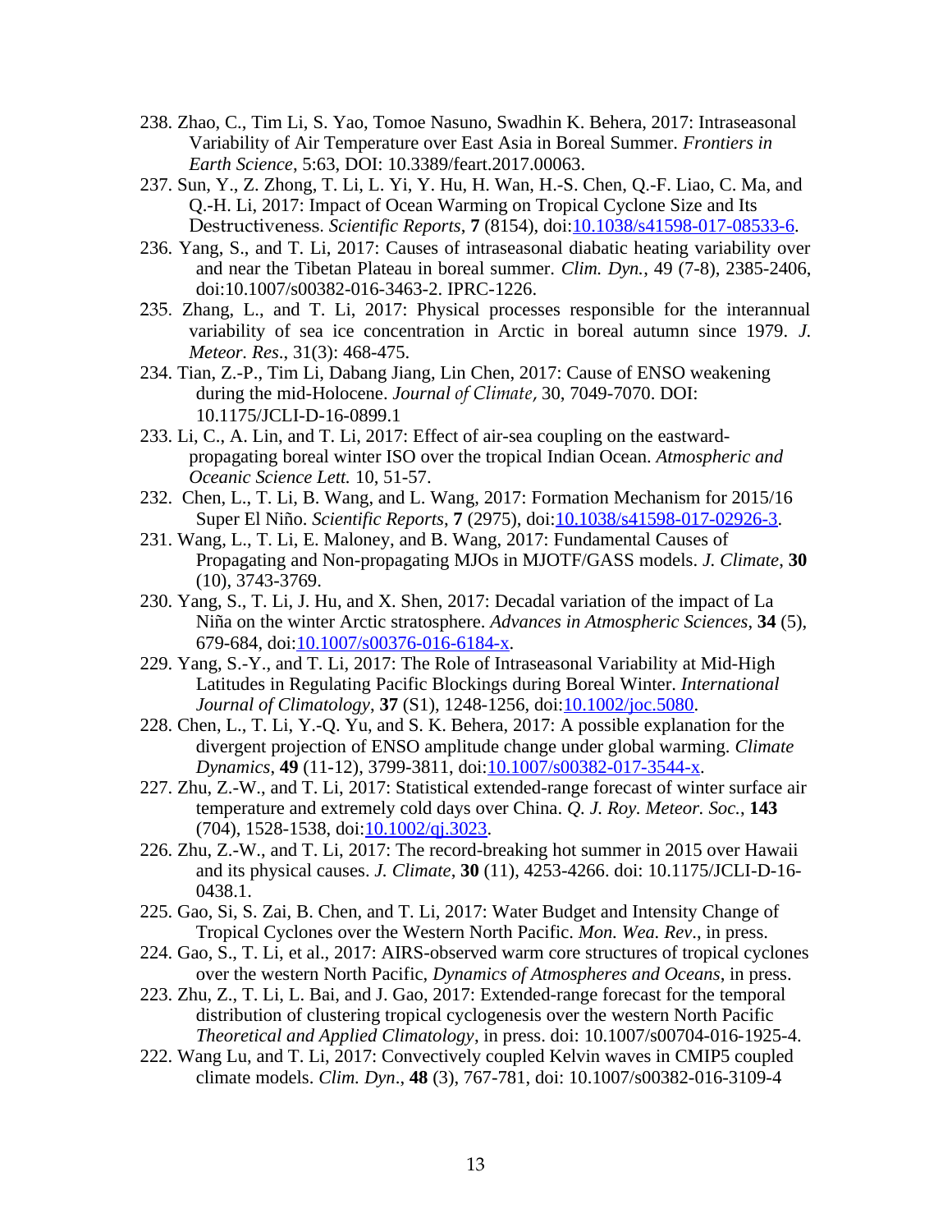238. Zhao, C., Tim Li, S. Yao, Tomoe Nasuno, Swadhin K. Behera, 2017: Intraseasonal Variability of Air Temperature over East Asia in Boreal Summer. *Frontiers in Earth Science,* 5:63, DOI: 10.3389/feart.2017.00063.

237. Sun, Y., Z. Zhong, T. Li, L. Yi, Y. Hu, H. Wan, H.-S. Chen, Q.-F. Liao, C. Ma, and Q.-H. Li, 2017: Impact of Ocean Warming on Tropical Cyclone Size and Its Destructiveness. *Scientific Reports*, **7** (8154), doi:10.1038/s41598-017-08533-6.

236. Yang, S., and T. Li, 2017: Causes of intraseasonal diabatic heating variability over and near the Tibetan Plateau in boreal summer. *Clim. Dyn.*, 49 (7-8), 2385-2406, doi:10.1007/s00382-016-3463-2. IPRC-1226.

235. Zhang, L., and T. Li, 2017: Physical processes responsible for the interannual variability of sea ice concentration in Arctic in boreal autumn since 1979. *J. Meteor. Res*., 31(3): 468-475.

234. Tian, Z.-P., Tim Li, Dabang Jiang, Lin Chen, 2017: Cause of ENSO weakening during the mid-Holocene. *Journal of Climate,* 30, 7049-7070. DOI: 10.1175/JCLI-D-16-0899.1

233. Li, C., A. Lin, and T. Li, 2017: Effect of air-sea coupling on the eastward-propagating boreal winter ISO over the tropical Indian Ocean. *Atmospheric and Oceanic Science Lett.* 10, 51-57.

232. Chen, L., T. Li, B. Wang, and L. Wang, 2017: Formation Mechanism for 2015/16 Super El Niño. *Scientific Reports*, **7** (2975), doi:10.1038/s41598-017-02926-3.

231. Wang, L., T. Li, E. Maloney, and B. Wang, 2017: Fundamental Causes of Propagating and Non-propagating MJOs in MJOTF/GASS models. *J. Climate*, **30** (10), 3743-3769.

230. Yang, S., T. Li, J. Hu, and X. Shen, 2017: Decadal variation of the impact of La Niña on the winter Arctic stratosphere. *Advances in Atmospheric Sciences*, **34** (5), 679-684, doi:10.1007/s00376-016-6184-x.

229. Yang, S.-Y., and T. Li, 2017: The Role of Intraseasonal Variability at Mid-High Latitudes in Regulating Pacific Blockings during Boreal Winter. *International Journal of Climatology*, **37** (S1), 1248-1256, doi:10.1002/joc.5080.

228. Chen, L., T. Li, Y.-Q. Yu, and S. K. Behera, 2017: A possible explanation for the divergent projection of ENSO amplitude change under global warming. *Climate Dynamics*, **49** (11-12), 3799-3811, doi:10.1007/s00382-017-3544-x.

227. Zhu, Z.-W., and T. Li, 2017: Statistical extended-range forecast of winter surface air temperature and extremely cold days over China. *Q. J. Roy. Meteor. Soc.*, **143** (704), 1528-1538, doi:10.1002/qj.3023.

226. Zhu, Z.-W., and T. Li, 2017: The record-breaking hot summer in 2015 over Hawaii and its physical causes. *J. Climate*, **30** (11), 4253-4266. doi: 10.1175/JCLI-D-16-0438.1.

225. Gao, Si, S. Zai, B. Chen, and T. Li, 2017: Water Budget and Intensity Change of Tropical Cyclones over the Western North Pacific. *Mon. Wea. Rev*., in press.

224. Gao, S., T. Li, et al., 2017: AIRS-observed warm core structures of tropical cyclones over the western North Pacific, *Dynamics of Atmospheres and Oceans*, in press.

223. Zhu, Z., T. Li, L. Bai, and J. Gao, 2017: Extended-range forecast for the temporal distribution of clustering tropical cyclogenesis over the western North Pacific *Theoretical and Applied Climatology*, in press. doi: 10.1007/s00704-016-1925-4.

222. Wang Lu, and T. Li, 2017: Convectively coupled Kelvin waves in CMIP5 coupled climate models. *Clim. Dyn*., **48** (3), 767-781, doi: 10.1007/s00382-016-3109-4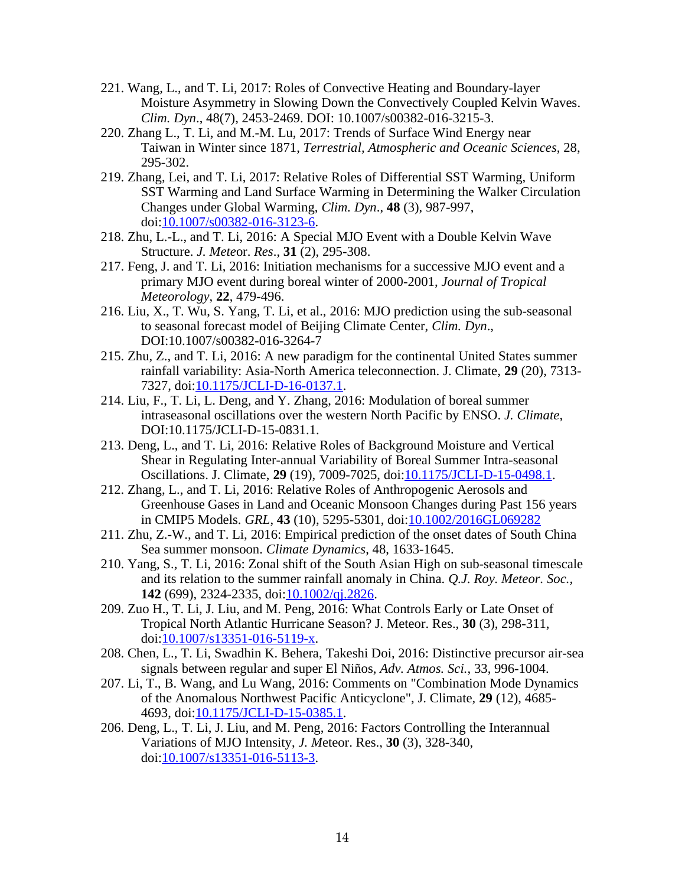221. Wang, L., and T. Li, 2017: Roles of Convective Heating and Boundary-layer Moisture Asymmetry in Slowing Down the Convectively Coupled Kelvin Waves. *Clim. Dyn*., 48(7), 2453-2469. DOI: 10.1007/s00382-016-3215-3.
220. Zhang L., T. Li, and M.-M. Lu, 2017: Trends of Surface Wind Energy near Taiwan in Winter since 1871, *Terrestrial, Atmospheric and Oceanic Sciences*, 28, 295-302.
219. Zhang, Lei, and T. Li, 2017: Relative Roles of Differential SST Warming, Uniform SST Warming and Land Surface Warming in Determining the Walker Circulation Changes under Global Warming, *Clim. Dyn*., **48** (3), 987-997, doi:10.1007/s00382-016-3123-6.
218. Zhu, L.-L., and T. Li, 2016: A Special MJO Event with a Double Kelvin Wave Structure. *J. Meteor. Res*., **31** (2), 295-308.
217. Feng, J. and T. Li, 2016: Initiation mechanisms for a successive MJO event and a primary MJO event during boreal winter of 2000-2001, *Journal of Tropical Meteorology*, **22**, 479-496.
216. Liu, X., T. Wu, S. Yang, T. Li, et al., 2016: MJO prediction using the sub-seasonal to seasonal forecast model of Beijing Climate Center, *Clim. Dyn*., DOI:10.1007/s00382-016-3264-7
215. Zhu, Z., and T. Li, 2016: A new paradigm for the continental United States summer rainfall variability: Asia-North America teleconnection. J. Climate, **29** (20), 7313-7327, doi:10.1175/JCLI-D-16-0137.1.
214. Liu, F., T. Li, L. Deng, and Y. Zhang, 2016: Modulation of boreal summer intraseasonal oscillations over the western North Pacific by ENSO. *J. Climate*, DOI:10.1175/JCLI-D-15-0831.1.
213. Deng, L., and T. Li, 2016: Relative Roles of Background Moisture and Vertical Shear in Regulating Inter-annual Variability of Boreal Summer Intra-seasonal Oscillations. J. Climate, **29** (19), 7009-7025, doi:10.1175/JCLI-D-15-0498.1.
212. Zhang, L., and T. Li, 2016: Relative Roles of Anthropogenic Aerosols and Greenhouse Gases in Land and Oceanic Monsoon Changes during Past 156 years in CMIP5 Models. *GRL*, **43** (10), 5295-5301, doi:10.1002/2016GL069282
211. Zhu, Z.-W., and T. Li, 2016: Empirical prediction of the onset dates of South China Sea summer monsoon. *Climate Dynamics*, 48, 1633-1645.
210. Yang, S., T. Li, 2016: Zonal shift of the South Asian High on sub-seasonal timescale and its relation to the summer rainfall anomaly in China. *Q.J. Roy. Meteor. Soc.*, **142** (699), 2324-2335, doi:10.1002/qj.2826.
209. Zuo H., T. Li, J. Liu, and M. Peng, 2016: What Controls Early or Late Onset of Tropical North Atlantic Hurricane Season? J. Meteor. Res., **30** (3), 298-311, doi:10.1007/s13351-016-5119-x.
208. Chen, L., T. Li, Swadhin K. Behera, Takeshi Doi, 2016: Distinctive precursor air-sea signals between regular and super El Niños, *Adv. Atmos. Sci.*, 33, 996-1004.
207. Li, T., B. Wang, and Lu Wang, 2016: Comments on "Combination Mode Dynamics of the Anomalous Northwest Pacific Anticyclone", J. Climate, **29** (12), 4685-4693, doi:10.1175/JCLI-D-15-0385.1.
206. Deng, L., T. Li, J. Liu, and M. Peng, 2016: Factors Controlling the Interannual Variations of MJO Intensity, *J. M*eteor. Res., **30** (3), 328-340, doi:10.1007/s13351-016-5113-3.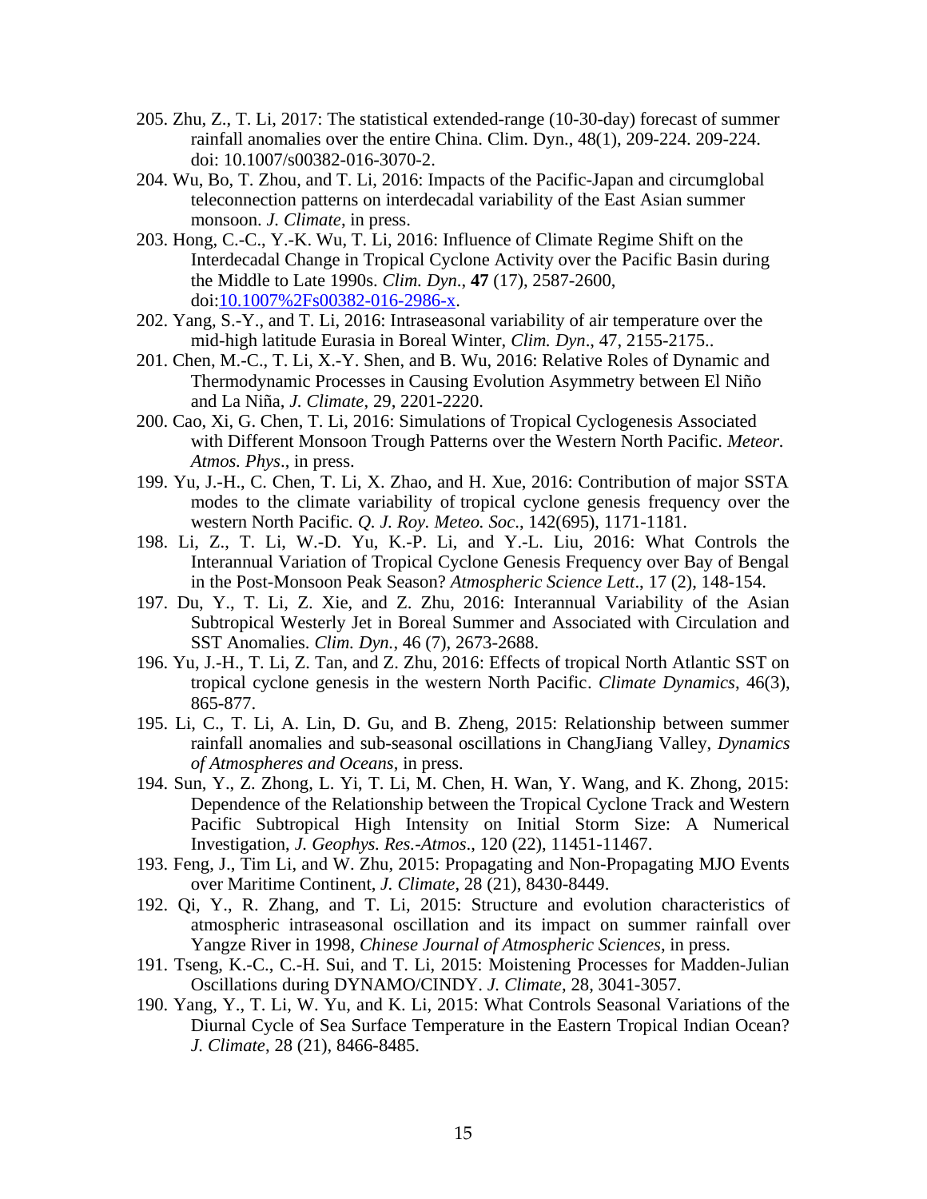205. Zhu, Z., T. Li, 2017: The statistical extended-range (10-30-day) forecast of summer rainfall anomalies over the entire China. Clim. Dyn., 48(1), 209-224. 209-224. doi: 10.1007/s00382-016-3070-2.

204. Wu, Bo, T. Zhou, and T. Li, 2016: Impacts of the Pacific-Japan and circumglobal teleconnection patterns on interdecadal variability of the East Asian summer monsoon. *J. Climate*, in press.

203. Hong, C.-C., Y.-K. Wu, T. Li, 2016: Influence of Climate Regime Shift on the Interdecadal Change in Tropical Cyclone Activity over the Pacific Basin during the Middle to Late 1990s. *Clim. Dyn.*, **47** (17), 2587-2600, doi:10.1007%2Fs00382-016-2986-x.

202. Yang, S.-Y., and T. Li, 2016: Intraseasonal variability of air temperature over the mid-high latitude Eurasia in Boreal Winter, *Clim. Dyn*., 47, 2155-2175..

201. Chen, M.-C., T. Li, X.-Y. Shen, and B. Wu, 2016: Relative Roles of Dynamic and Thermodynamic Processes in Causing Evolution Asymmetry between El Niño and La Niña, *J. Climate*, 29, 2201-2220.

200. Cao, Xi, G. Chen, T. Li, 2016: Simulations of Tropical Cyclogenesis Associated with Different Monsoon Trough Patterns over the Western North Pacific. *Meteor. Atmos. Phys*., in press.

199. Yu, J.-H., C. Chen, T. Li, X. Zhao, and H. Xue, 2016: Contribution of major SSTA modes to the climate variability of tropical cyclone genesis frequency over the western North Pacific. *Q. J. Roy. Meteo. Soc*., 142(695), 1171-1181.

198. Li, Z., T. Li, W.-D. Yu, K.-P. Li, and Y.-L. Liu, 2016: What Controls the Interannual Variation of Tropical Cyclone Genesis Frequency over Bay of Bengal in the Post-Monsoon Peak Season? *Atmospheric Science Lett*., 17 (2), 148-154.

197. Du, Y., T. Li, Z. Xie, and Z. Zhu, 2016: Interannual Variability of the Asian Subtropical Westerly Jet in Boreal Summer and Associated with Circulation and SST Anomalies. *Clim. Dyn.*, 46 (7), 2673-2688.

196. Yu, J.-H., T. Li, Z. Tan, and Z. Zhu, 2016: Effects of tropical North Atlantic SST on tropical cyclone genesis in the western North Pacific. *Climate Dynamics*, 46(3), 865-877.

195. Li, C., T. Li, A. Lin, D. Gu, and B. Zheng, 2015: Relationship between summer rainfall anomalies and sub-seasonal oscillations in ChangJiang Valley, *Dynamics of Atmospheres and Oceans*, in press.

194. Sun, Y., Z. Zhong, L. Yi, T. Li, M. Chen, H. Wan, Y. Wang, and K. Zhong, 2015: Dependence of the Relationship between the Tropical Cyclone Track and Western Pacific Subtropical High Intensity on Initial Storm Size: A Numerical Investigation, *J. Geophys. Res.-Atmos*., 120 (22), 11451-11467.

193. Feng, J., Tim Li, and W. Zhu, 2015: Propagating and Non-Propagating MJO Events over Maritime Continent, *J. Climate*, 28 (21), 8430-8449.

192. Qi, Y., R. Zhang, and T. Li, 2015: Structure and evolution characteristics of atmospheric intraseasonal oscillation and its impact on summer rainfall over Yangze River in 1998, *Chinese Journal of Atmospheric Sciences*, in press.

191. Tseng, K.-C., C.-H. Sui, and T. Li, 2015: Moistening Processes for Madden-Julian Oscillations during DYNAMO/CINDY. *J. Climate*, 28, 3041-3057.

190. Yang, Y., T. Li, W. Yu, and K. Li, 2015: What Controls Seasonal Variations of the Diurnal Cycle of Sea Surface Temperature in the Eastern Tropical Indian Ocean? *J. Climate*, 28 (21), 8466-8485.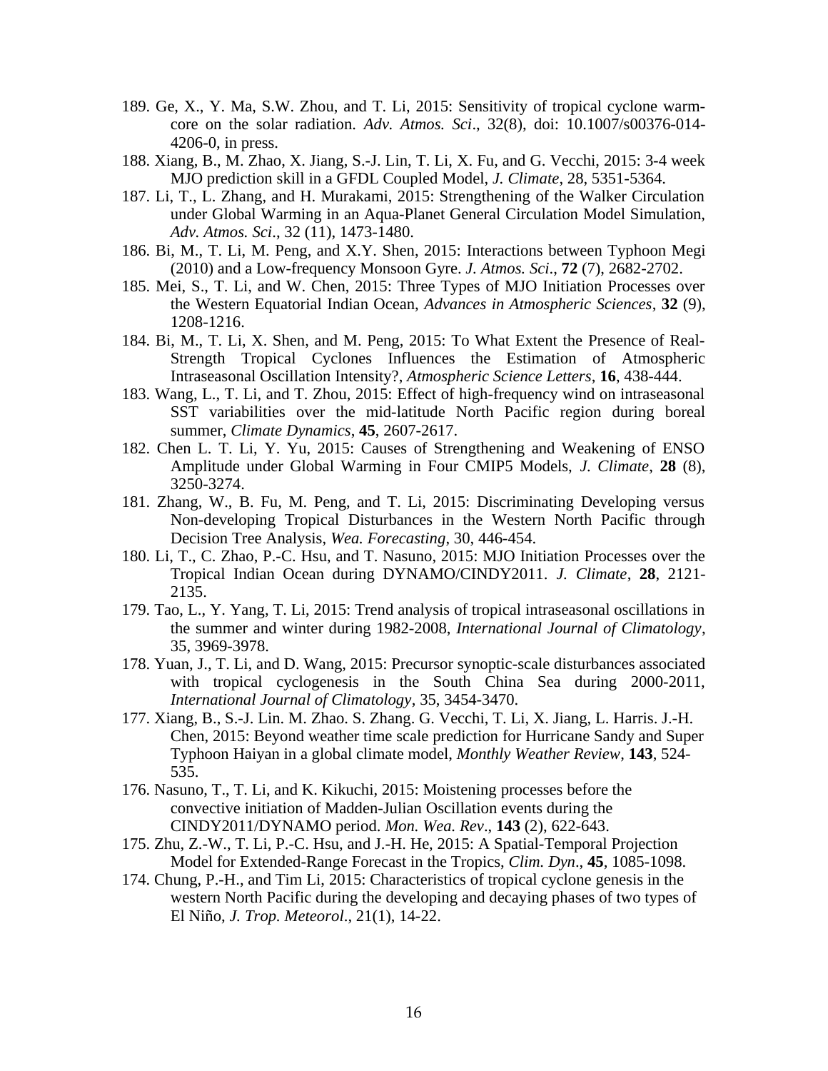189. Ge, X., Y. Ma, S.W. Zhou, and T. Li, 2015: Sensitivity of tropical cyclone warm-core on the solar radiation. *Adv. Atmos. Sci*., 32(8), doi: 10.1007/s00376-014-4206-0, in press.

188. Xiang, B., M. Zhao, X. Jiang, S.-J. Lin, T. Li, X. Fu, and G. Vecchi, 2015: 3-4 week MJO prediction skill in a GFDL Coupled Model, *J. Climate*, 28, 5351-5364.

187. Li, T., L. Zhang, and H. Murakami, 2015: Strengthening of the Walker Circulation under Global Warming in an Aqua-Planet General Circulation Model Simulation, *Adv. Atmos. Sci*., 32 (11), 1473-1480.

186. Bi, M., T. Li, M. Peng, and X.Y. Shen, 2015: Interactions between Typhoon Megi (2010) and a Low-frequency Monsoon Gyre. *J. Atmos. Sci*., **72** (7), 2682-2702.

185. Mei, S., T. Li, and W. Chen, 2015: Three Types of MJO Initiation Processes over the Western Equatorial Indian Ocean, *Advances in Atmospheric Sciences*, **32** (9), 1208-1216.

184. Bi, M., T. Li, X. Shen, and M. Peng, 2015: To What Extent the Presence of Real-Strength Tropical Cyclones Influences the Estimation of Atmospheric Intraseasonal Oscillation Intensity?, *Atmospheric Science Letters*, **16**, 438-444.

183. Wang, L., T. Li, and T. Zhou, 2015: Effect of high-frequency wind on intraseasonal SST variabilities over the mid-latitude North Pacific region during boreal summer, *Climate Dynamics*, **45**, 2607-2617.

182. Chen L. T. Li, Y. Yu, 2015: Causes of Strengthening and Weakening of ENSO Amplitude under Global Warming in Four CMIP5 Models, *J. Climate*, **28** (8), 3250-3274.

181. Zhang, W., B. Fu, M. Peng, and T. Li, 2015: Discriminating Developing versus Non-developing Tropical Disturbances in the Western North Pacific through Decision Tree Analysis, *Wea. Forecasting*, 30, 446-454.

180. Li, T., C. Zhao, P.-C. Hsu, and T. Nasuno, 2015: MJO Initiation Processes over the Tropical Indian Ocean during DYNAMO/CINDY2011. *J. Climate*, **28**, 2121-2135.

179. Tao, L., Y. Yang, T. Li, 2015: Trend analysis of tropical intraseasonal oscillations in the summer and winter during 1982-2008, *International Journal of Climatology*, 35, 3969-3978.

178. Yuan, J., T. Li, and D. Wang, 2015: Precursor synoptic-scale disturbances associated with tropical cyclogenesis in the South China Sea during 2000-2011, *International Journal of Climatology*, 35, 3454-3470.

177. Xiang, B., S.-J. Lin. M. Zhao. S. Zhang. G. Vecchi, T. Li, X. Jiang, L. Harris. J.-H. Chen, 2015: Beyond weather time scale prediction for Hurricane Sandy and Super Typhoon Haiyan in a global climate model, *Monthly Weather Review*, **143**, 524-535.

176. Nasuno, T., T. Li, and K. Kikuchi, 2015: Moistening processes before the convective initiation of Madden-Julian Oscillation events during the CINDY2011/DYNAMO period. *Mon. Wea. Rev*., **143** (2), 622-643.

175. Zhu, Z.-W., T. Li, P.-C. Hsu, and J.-H. He, 2015: A Spatial-Temporal Projection Model for Extended-Range Forecast in the Tropics, *Clim. Dyn*., **45**, 1085-1098.

174. Chung, P.-H., and Tim Li, 2015: Characteristics of tropical cyclone genesis in the western North Pacific during the developing and decaying phases of two types of El Niño, *J. Trop. Meteorol*., 21(1), 14-22.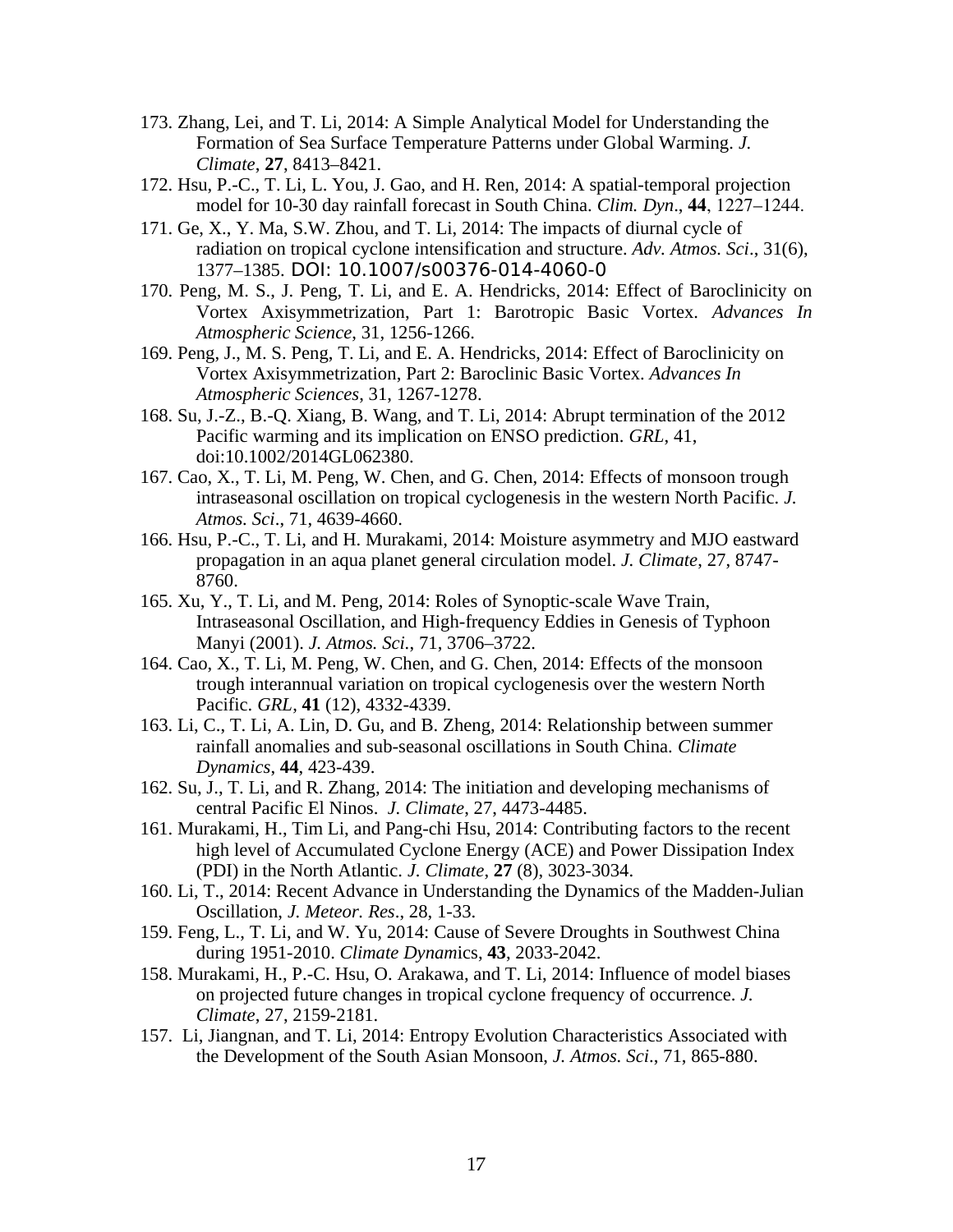173. Zhang, Lei, and T. Li, 2014: A Simple Analytical Model for Understanding the Formation of Sea Surface Temperature Patterns under Global Warming. *J. Climate*, **27**, 8413–8421.

172. Hsu, P.-C., T. Li, L. You, J. Gao, and H. Ren, 2014: A spatial-temporal projection model for 10-30 day rainfall forecast in South China. *Clim. Dyn*., **44**, 1227–1244.

171. Ge, X., Y. Ma, S.W. Zhou, and T. Li, 2014: The impacts of diurnal cycle of radiation on tropical cyclone intensification and structure. *Adv. Atmos. Sci*., 31(6), 1377–1385. DOI: 10.1007/s00376-014-4060-0

170. Peng, M. S., J. Peng, T. Li, and E. A. Hendricks, 2014: Effect of Baroclinicity on Vortex Axisymmetrization, Part 1: Barotropic Basic Vortex. *Advances In Atmospheric Science*, 31, 1256-1266.

169. Peng, J., M. S. Peng, T. Li, and E. A. Hendricks, 2014: Effect of Baroclinicity on Vortex Axisymmetrization, Part 2: Baroclinic Basic Vortex. *Advances In Atmospheric Sciences*, 31, 1267-1278.

168. Su, J.-Z., B.-Q. Xiang, B. Wang, and T. Li, 2014: Abrupt termination of the 2012 Pacific warming and its implication on ENSO prediction. *GRL*, 41, doi:10.1002/2014GL062380.

167. Cao, X., T. Li, M. Peng, W. Chen, and G. Chen, 2014: Effects of monsoon trough intraseasonal oscillation on tropical cyclogenesis in the western North Pacific. *J. Atmos. Sci*., 71, 4639-4660.

166. Hsu, P.-C., T. Li, and H. Murakami, 2014: Moisture asymmetry and MJO eastward propagation in an aqua planet general circulation model. *J. Climate*, 27, 8747-8760.

165. Xu, Y., T. Li, and M. Peng, 2014: Roles of Synoptic-scale Wave Train, Intraseasonal Oscillation, and High-frequency Eddies in Genesis of Typhoon Manyi (2001). *J. Atmos. Sci.*, 71, 3706–3722.

164. Cao, X., T. Li, M. Peng, W. Chen, and G. Chen, 2014: Effects of the monsoon trough interannual variation on tropical cyclogenesis over the western North Pacific. *GRL*, **41** (12), 4332-4339.

163. Li, C., T. Li, A. Lin, D. Gu, and B. Zheng, 2014: Relationship between summer rainfall anomalies and sub-seasonal oscillations in South China. *Climate Dynamics*, **44**, 423-439.

162. Su, J., T. Li, and R. Zhang, 2014: The initiation and developing mechanisms of central Pacific El Ninos. *J. Climate*, 27, 4473-4485.

161. Murakami, H., Tim Li, and Pang-chi Hsu, 2014: Contributing factors to the recent high level of Accumulated Cyclone Energy (ACE) and Power Dissipation Index (PDI) in the North Atlantic. *J. Climate*, **27** (8), 3023-3034.

160. Li, T., 2014: Recent Advance in Understanding the Dynamics of the Madden-Julian Oscillation, *J. Meteor. Res*., 28, 1-33.

159. Feng, L., T. Li, and W. Yu, 2014: Cause of Severe Droughts in Southwest China during 1951-2010. *Climate Dynam*ics, **43**, 2033-2042.

158. Murakami, H., P.-C. Hsu, O. Arakawa, and T. Li, 2014: Influence of model biases on projected future changes in tropical cyclone frequency of occurrence. *J. Climate*, 27, 2159-2181.

157. Li, Jiangnan, and T. Li, 2014: Entropy Evolution Characteristics Associated with the Development of the South Asian Monsoon, *J. Atmos. Sci*., 71, 865-880.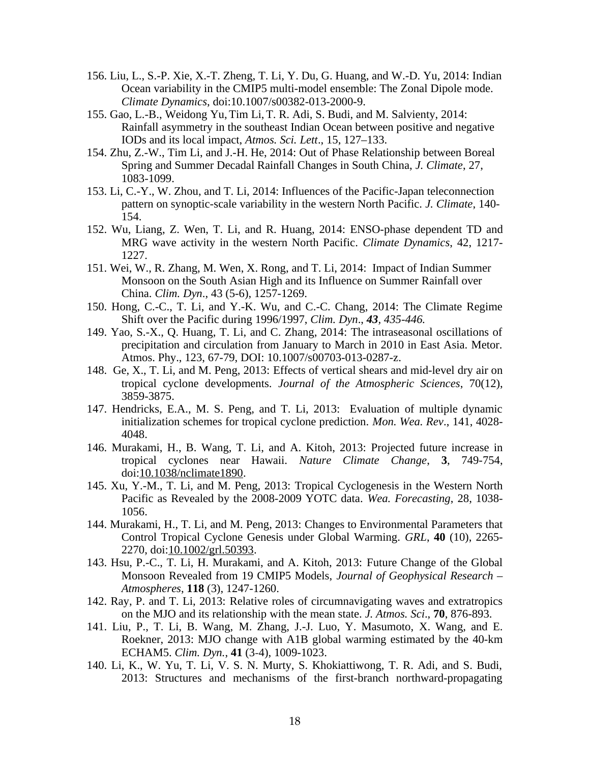156. Liu, L., S.-P. Xie, X.-T. Zheng, T. Li, Y. Du, G. Huang, and W.-D. Yu, 2014: Indian Ocean variability in the CMIP5 multi-model ensemble: The Zonal Dipole mode. *Climate Dynamics*, doi:10.1007/s00382-013-2000-9.

155. Gao, L.-B., Weidong Yu, Tim Li, T. R. Adi, S. Budi, and M. Salvienty, 2014: Rainfall asymmetry in the southeast Indian Ocean between positive and negative IODs and its local impact, *Atmos. Sci. Lett*., 15, 127–133.

154. Zhu, Z.-W., Tim Li, and J.-H. He, 2014: Out of Phase Relationship between Boreal Spring and Summer Decadal Rainfall Changes in South China, *J. Climate*, 27, 1083-1099.

153. Li, C.-Y., W. Zhou, and T. Li, 2014: Influences of the Pacific-Japan teleconnection pattern on synoptic-scale variability in the western North Pacific. *J. Climate*, 140-154.

152. Wu, Liang, Z. Wen, T. Li, and R. Huang, 2014: ENSO-phase dependent TD and MRG wave activity in the western North Pacific. *Climate Dynamics*, 42, 1217-1227.

151. Wei, W., R. Zhang, M. Wen, X. Rong, and T. Li, 2014: Impact of Indian Summer Monsoon on the South Asian High and its Influence on Summer Rainfall over China. *Clim. Dyn*., 43 (5-6), 1257-1269.

150. Hong, C.-C., T. Li, and Y.-K. Wu, and C.-C. Chang, 2014: The Climate Regime Shift over the Pacific during 1996/1997, *Clim. Dyn*., ***43****, 435-446.*

149. Yao, S.-X., Q. Huang, T. Li, and C. Zhang, 2014: The intraseasonal oscillations of precipitation and circulation from January to March in 2010 in East Asia. Metor. Atmos. Phy., 123, 67-79, DOI: 10.1007/s00703-013-0287-z.

148. Ge, X., T. Li, and M. Peng, 2013: Effects of vertical shears and mid-level dry air on tropical cyclone developments. *Journal of the Atmospheric Sciences*, 70(12), 3859-3875.

147. Hendricks, E.A., M. S. Peng, and T. Li, 2013: Evaluation of multiple dynamic initialization schemes for tropical cyclone prediction. *Mon. Wea. Rev*., 141, 4028-4048.

146. Murakami, H., B. Wang, T. Li, and A. Kitoh, 2013: Projected future increase in tropical cyclones near Hawaii. *Nature Climate Change*, **3**, 749-754, doi:10.1038/nclimate1890.

145. Xu, Y.-M., T. Li, and M. Peng, 2013: Tropical Cyclogenesis in the Western North Pacific as Revealed by the 2008-2009 YOTC data. *Wea. Forecasting*, 28, 1038-1056.

144. Murakami, H., T. Li, and M. Peng, 2013: Changes to Environmental Parameters that Control Tropical Cyclone Genesis under Global Warming. *GRL*, **40** (10), 2265-2270, doi:10.1002/grl.50393.

143. Hsu, P.-C., T. Li, H. Murakami, and A. Kitoh, 2013: Future Change of the Global Monsoon Revealed from 19 CMIP5 Models, *Journal of Geophysical Research – Atmospheres*, **118** (3), 1247-1260.

142. Ray, P. and T. Li, 2013: Relative roles of circumnavigating waves and extratropics on the MJO and its relationship with the mean state. *J. Atmos. Sci*., **70**, 876-893.

141. Liu, P., T. Li, B. Wang, M. Zhang, J.-J. Luo, Y. Masumoto, X. Wang, and E. Roekner, 2013: MJO change with A1B global warming estimated by the 40-km ECHAM5. *Clim. Dyn.*, **41** (3-4), 1009-1023.

140. Li, K., W. Yu, T. Li, V. S. N. Murty, S. Khokiattiwong, T. R. Adi, and S. Budi, 2013: Structures and mechanisms of the first-branch northward-propagating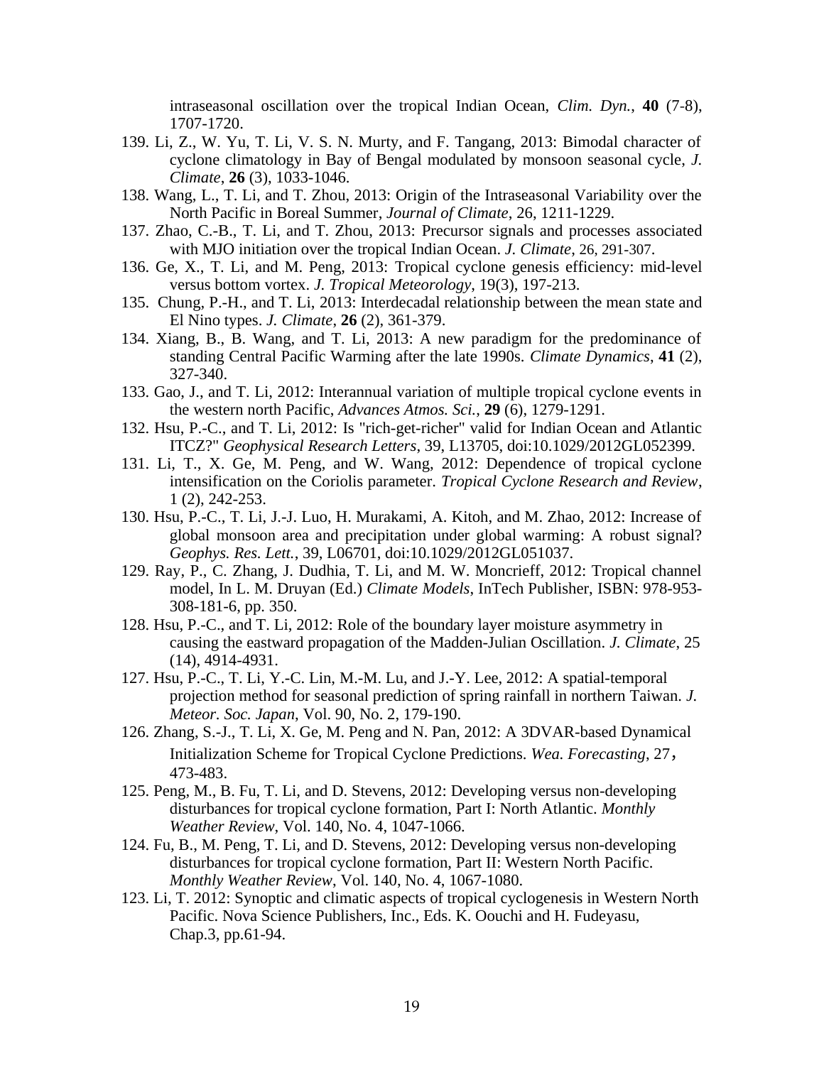intraseasonal oscillation over the tropical Indian Ocean, *Clim. Dyn.*, **40** (7-8), 1707-1720.

139. Li, Z., W. Yu, T. Li, V. S. N. Murty, and F. Tangang, 2013: Bimodal character of cyclone climatology in Bay of Bengal modulated by monsoon seasonal cycle, *J. Climate*, **26** (3), 1033-1046.

138. Wang, L., T. Li, and T. Zhou, 2013: Origin of the Intraseasonal Variability over the North Pacific in Boreal Summer, *Journal of Climate*, 26, 1211-1229.

137. Zhao, C.-B., T. Li, and T. Zhou, 2013: Precursor signals and processes associated with MJO initiation over the tropical Indian Ocean. *J. Climate*, 26, 291-307.

136. Ge, X., T. Li, and M. Peng, 2013: Tropical cyclone genesis efficiency: mid-level versus bottom vortex. *J. Tropical Meteorology*, 19(3), 197-213.

135. Chung, P.-H., and T. Li, 2013: Interdecadal relationship between the mean state and El Nino types. *J. Climate*, **26** (2), 361-379.

134. Xiang, B., B. Wang, and T. Li, 2013: A new paradigm for the predominance of standing Central Pacific Warming after the late 1990s. *Climate Dynamics*, **41** (2), 327-340.

133. Gao, J., and T. Li, 2012: Interannual variation of multiple tropical cyclone events in the western north Pacific, *Advances Atmos. Sci.*, **29** (6), 1279-1291.

132. Hsu, P.-C., and T. Li, 2012: Is "rich-get-richer" valid for Indian Ocean and Atlantic ITCZ?" *Geophysical Research Letters*, 39, L13705, doi:10.1029/2012GL052399.

131. Li, T., X. Ge, M. Peng, and W. Wang, 2012: Dependence of tropical cyclone intensification on the Coriolis parameter. *Tropical Cyclone Research and Review*, 1 (2), 242-253.

130. Hsu, P.-C., T. Li, J.-J. Luo, H. Murakami, A. Kitoh, and M. Zhao, 2012: Increase of global monsoon area and precipitation under global warming: A robust signal? *Geophys. Res. Lett.*, 39, L06701, doi:10.1029/2012GL051037.

129. Ray, P., C. Zhang, J. Dudhia, T. Li, and M. W. Moncrieff, 2012: Tropical channel model, In L. M. Druyan (Ed.) *Climate Models*, InTech Publisher, ISBN: 978-953-308-181-6, pp. 350.

128. Hsu, P.-C., and T. Li, 2012: Role of the boundary layer moisture asymmetry in causing the eastward propagation of the Madden-Julian Oscillation. *J. Climate*, 25 (14), 4914-4931.

127. Hsu, P.-C., T. Li, Y.-C. Lin, M.-M. Lu, and J.-Y. Lee, 2012: A spatial-temporal projection method for seasonal prediction of spring rainfall in northern Taiwan. *J. Meteor. Soc. Japan*, Vol. 90, No. 2, 179-190.

126. Zhang, S.-J., T. Li, X. Ge, M. Peng and N. Pan, 2012: A 3DVAR-based Dynamical Initialization Scheme for Tropical Cyclone Predictions. *Wea. Forecasting*, 27， 473-483.

125. Peng, M., B. Fu, T. Li, and D. Stevens, 2012: Developing versus non-developing disturbances for tropical cyclone formation, Part I: North Atlantic. *Monthly Weather Review*, Vol. 140, No. 4, 1047-1066.

124. Fu, B., M. Peng, T. Li, and D. Stevens, 2012: Developing versus non-developing disturbances for tropical cyclone formation, Part II: Western North Pacific. *Monthly Weather Review*, Vol. 140, No. 4, 1067-1080.

123. Li, T. 2012: Synoptic and climatic aspects of tropical cyclogenesis in Western North Pacific. Nova Science Publishers, Inc., Eds. K. Oouchi and H. Fudeyasu, Chap.3, pp.61-94.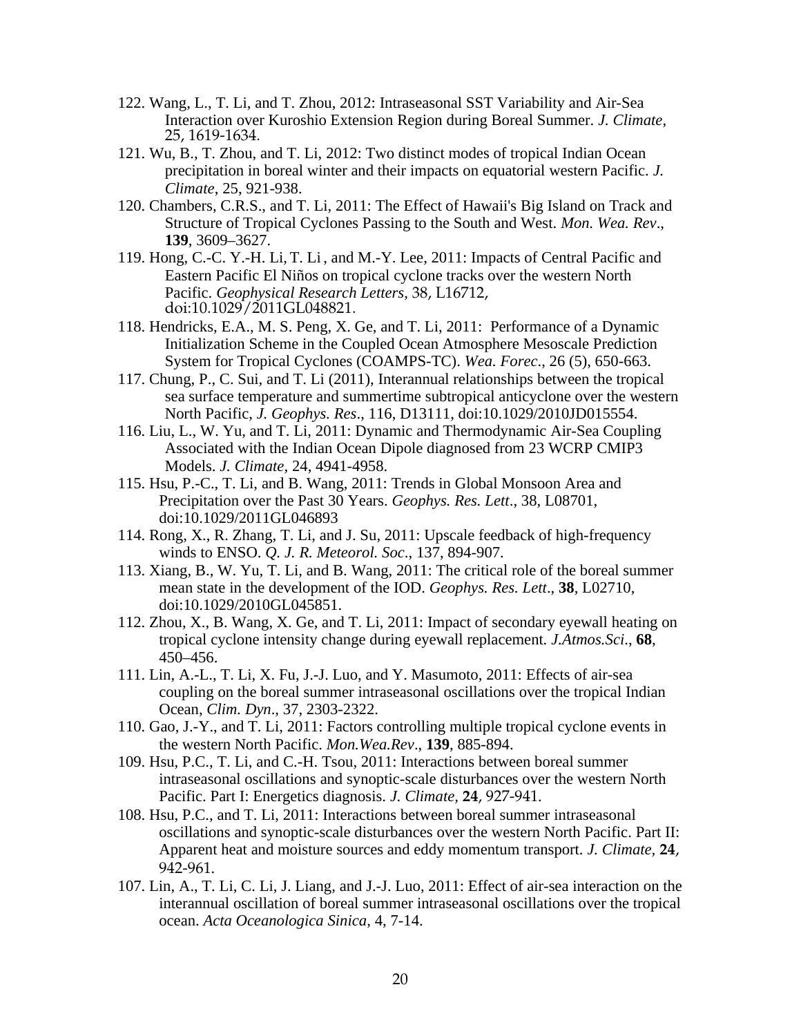122. Wang, L., T. Li, and T. Zhou, 2012: Intraseasonal SST Variability and Air-Sea Interaction over Kuroshio Extension Region during Boreal Summer. *J. Climate*, 25, 1619-1634.

121. Wu, B., T. Zhou, and T. Li, 2012: Two distinct modes of tropical Indian Ocean precipitation in boreal winter and their impacts on equatorial western Pacific. *J. Climate*, 25, 921-938.

120. Chambers, C.R.S., and T. Li, 2011: The Effect of Hawaii's Big Island on Track and Structure of Tropical Cyclones Passing to the South and West. *Mon. Wea. Rev*., **139**, 3609–3627.

119. Hong, C.-C. Y.-H. Li, T. Li , and M.-Y. Lee, 2011: Impacts of Central Pacific and Eastern Pacific El Niños on tropical cyclone tracks over the western North Pacific. *Geophysical Research Letters*, 38, L16712, doi:10.1029/2011GL048821.

118. Hendricks, E.A., M. S. Peng, X. Ge, and T. Li, 2011: Performance of a Dynamic Initialization Scheme in the Coupled Ocean Atmosphere Mesoscale Prediction System for Tropical Cyclones (COAMPS-TC). *Wea. Forec*., 26 (5), 650-663.

117. Chung, P., C. Sui, and T. Li (2011), Interannual relationships between the tropical sea surface temperature and summertime subtropical anticyclone over the western North Pacific, *J. Geophys. Res*., 116, D13111, doi:10.1029/2010JD015554.

116. Liu, L., W. Yu, and T. Li, 2011: Dynamic and Thermodynamic Air-Sea Coupling Associated with the Indian Ocean Dipole diagnosed from 23 WCRP CMIP3 Models. *J. Climate*, 24, 4941-4958.

115. Hsu, P.-C., T. Li, and B. Wang, 2011: Trends in Global Monsoon Area and Precipitation over the Past 30 Years. *Geophys. Res. Lett*., 38, L08701, doi:10.1029/2011GL046893

114. Rong, X., R. Zhang, T. Li, and J. Su, 2011: Upscale feedback of high-frequency winds to ENSO. *Q. J. R. Meteorol. Soc*., 137, 894-907.

113. Xiang, B., W. Yu, T. Li, and B. Wang, 2011: The critical role of the boreal summer mean state in the development of the IOD. *Geophys. Res. Lett*., **38**, L02710, doi:10.1029/2010GL045851.

112. Zhou, X., B. Wang, X. Ge, and T. Li, 2011: Impact of secondary eyewall heating on tropical cyclone intensity change during eyewall replacement. *J.Atmos.Sci*., **68**, 450–456.

111. Lin, A.-L., T. Li, X. Fu, J.-J. Luo, and Y. Masumoto, 2011: Effects of air-sea coupling on the boreal summer intraseasonal oscillations over the tropical Indian Ocean, *Clim. Dyn*., 37, 2303-2322.

110. Gao, J.-Y., and T. Li, 2011: Factors controlling multiple tropical cyclone events in the western North Pacific. *Mon.Wea.Rev*., **139**, 885-894.

109. Hsu, P.C., T. Li, and C.-H. Tsou, 2011: Interactions between boreal summer intraseasonal oscillations and synoptic-scale disturbances over the western North Pacific. Part I: Energetics diagnosis. *J. Climate*, **24**, 927-941.

108. Hsu, P.C., and T. Li, 2011: Interactions between boreal summer intraseasonal oscillations and synoptic-scale disturbances over the western North Pacific. Part II: Apparent heat and moisture sources and eddy momentum transport. *J. Climate*, **24**, 942-961.

107. Lin, A., T. Li, C. Li, J. Liang, and J.-J. Luo, 2011: Effect of air-sea interaction on the interannual oscillation of boreal summer intraseasonal oscillations over the tropical ocean. *Acta Oceanologica Sinica*, 4, 7-14.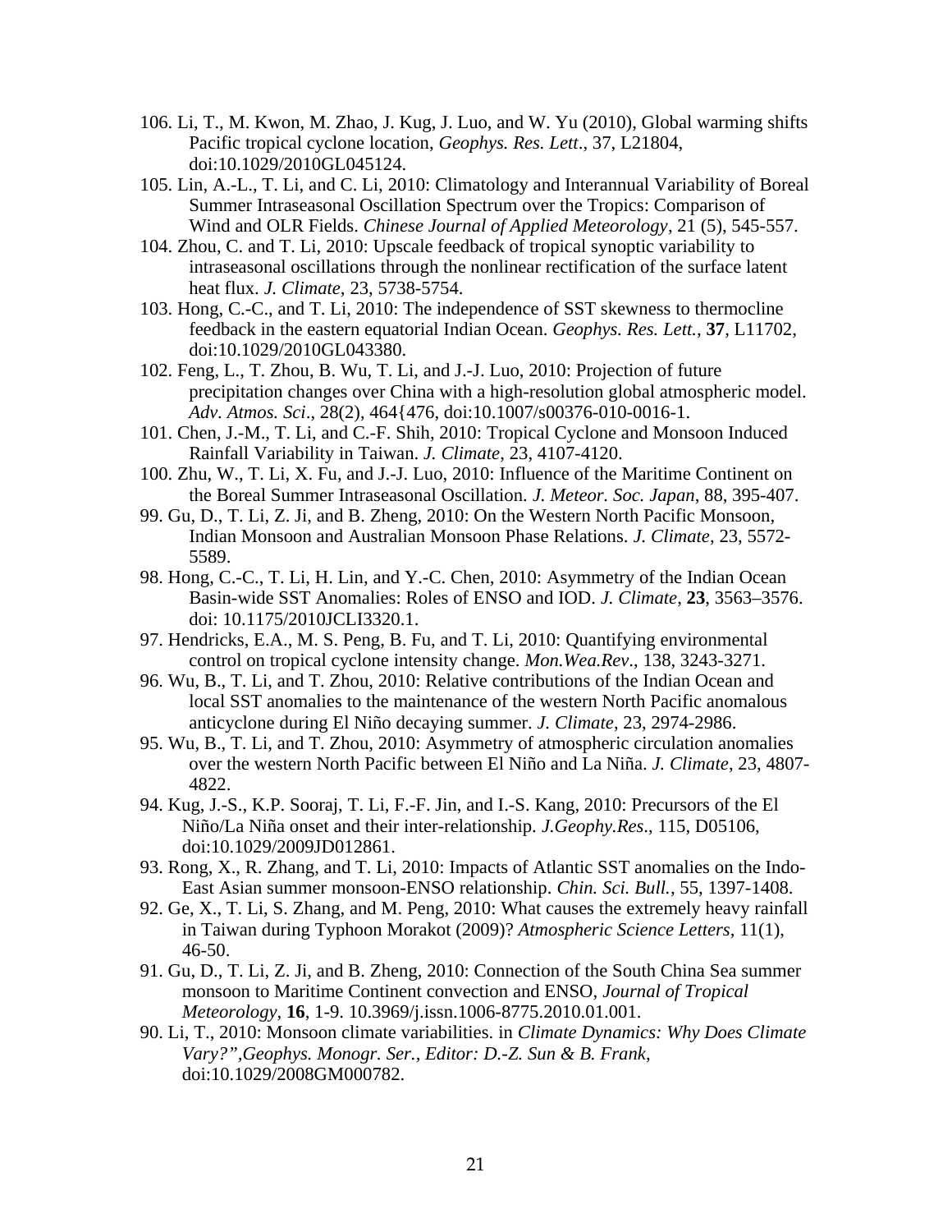106. Li, T., M. Kwon, M. Zhao, J. Kug, J. Luo, and W. Yu (2010), Global warming shifts Pacific tropical cyclone location, *Geophys. Res. Lett*., 37, L21804, doi:10.1029/2010GL045124.

105. Lin, A.-L., T. Li, and C. Li, 2010: Climatology and Interannual Variability of Boreal Summer Intraseasonal Oscillation Spectrum over the Tropics: Comparison of Wind and OLR Fields. *Chinese Journal of Applied Meteorology*, 21 (5), 545-557.

104. Zhou, C. and T. Li, 2010: Upscale feedback of tropical synoptic variability to intraseasonal oscillations through the nonlinear rectification of the surface latent heat flux. *J. Climate*, 23, 5738-5754.

103. Hong, C.-C., and T. Li, 2010: The independence of SST skewness to thermocline feedback in the eastern equatorial Indian Ocean. *Geophys. Res. Lett.*, **37**, L11702, doi:10.1029/2010GL043380.

102. Feng, L., T. Zhou, B. Wu, T. Li, and J.-J. Luo, 2010: Projection of future precipitation changes over China with a high-resolution global atmospheric model. *Adv. Atmos. Sci*., 28(2), 464{476, doi:10.1007/s00376-010-0016-1.

101. Chen, J.-M., T. Li, and C.-F. Shih, 2010: Tropical Cyclone and Monsoon Induced Rainfall Variability in Taiwan. *J. Climate*, 23, 4107-4120.

100. Zhu, W., T. Li, X. Fu, and J.-J. Luo, 2010: Influence of the Maritime Continent on the Boreal Summer Intraseasonal Oscillation. *J. Meteor. Soc. Japan*, 88, 395-407.

99. Gu, D., T. Li, Z. Ji, and B. Zheng, 2010: On the Western North Pacific Monsoon, Indian Monsoon and Australian Monsoon Phase Relations. *J. Climate*, 23, 5572-5589.

98. Hong, C.-C., T. Li, H. Lin, and Y.-C. Chen, 2010: Asymmetry of the Indian Ocean Basin-wide SST Anomalies: Roles of ENSO and IOD. *J. Climate*, **23**, 3563–3576. doi: 10.1175/2010JCLI3320.1.

97. Hendricks, E.A., M. S. Peng, B. Fu, and T. Li, 2010: Quantifying environmental control on tropical cyclone intensity change. *Mon.Wea.Rev*., 138, 3243-3271.

96. Wu, B., T. Li, and T. Zhou, 2010: Relative contributions of the Indian Ocean and local SST anomalies to the maintenance of the western North Pacific anomalous anticyclone during El Niño decaying summer. *J. Climate*, 23, 2974-2986.

95. Wu, B., T. Li, and T. Zhou, 2010: Asymmetry of atmospheric circulation anomalies over the western North Pacific between El Niño and La Niña. *J. Climate*, 23, 4807-4822.

94. Kug, J.-S., K.P. Sooraj, T. Li, F.-F. Jin, and I.-S. Kang, 2010: Precursors of the El Niño/La Niña onset and their inter-relationship. *J.Geophy.Res*., 115, D05106, doi:10.1029/2009JD012861.

93. Rong, X., R. Zhang, and T. Li, 2010: Impacts of Atlantic SST anomalies on the Indo-East Asian summer monsoon-ENSO relationship. *Chin. Sci. Bull.*, 55, 1397-1408.

92. Ge, X., T. Li, S. Zhang, and M. Peng, 2010: What causes the extremely heavy rainfall in Taiwan during Typhoon Morakot (2009)? *Atmospheric Science Letters*, 11(1), 46-50.

91. Gu, D., T. Li, Z. Ji, and B. Zheng, 2010: Connection of the South China Sea summer monsoon to Maritime Continent convection and ENSO, *Journal of Tropical Meteorology*, **16**, 1-9. 10.3969/j.issn.1006-8775.2010.01.001.

90. Li, T., 2010: Monsoon climate variabilities. in *Climate Dynamics: Why Does Climate Vary?",Geophys. Monogr. Ser., Editor: D.-Z. Sun & B. Frank*, doi:10.1029/2008GM000782.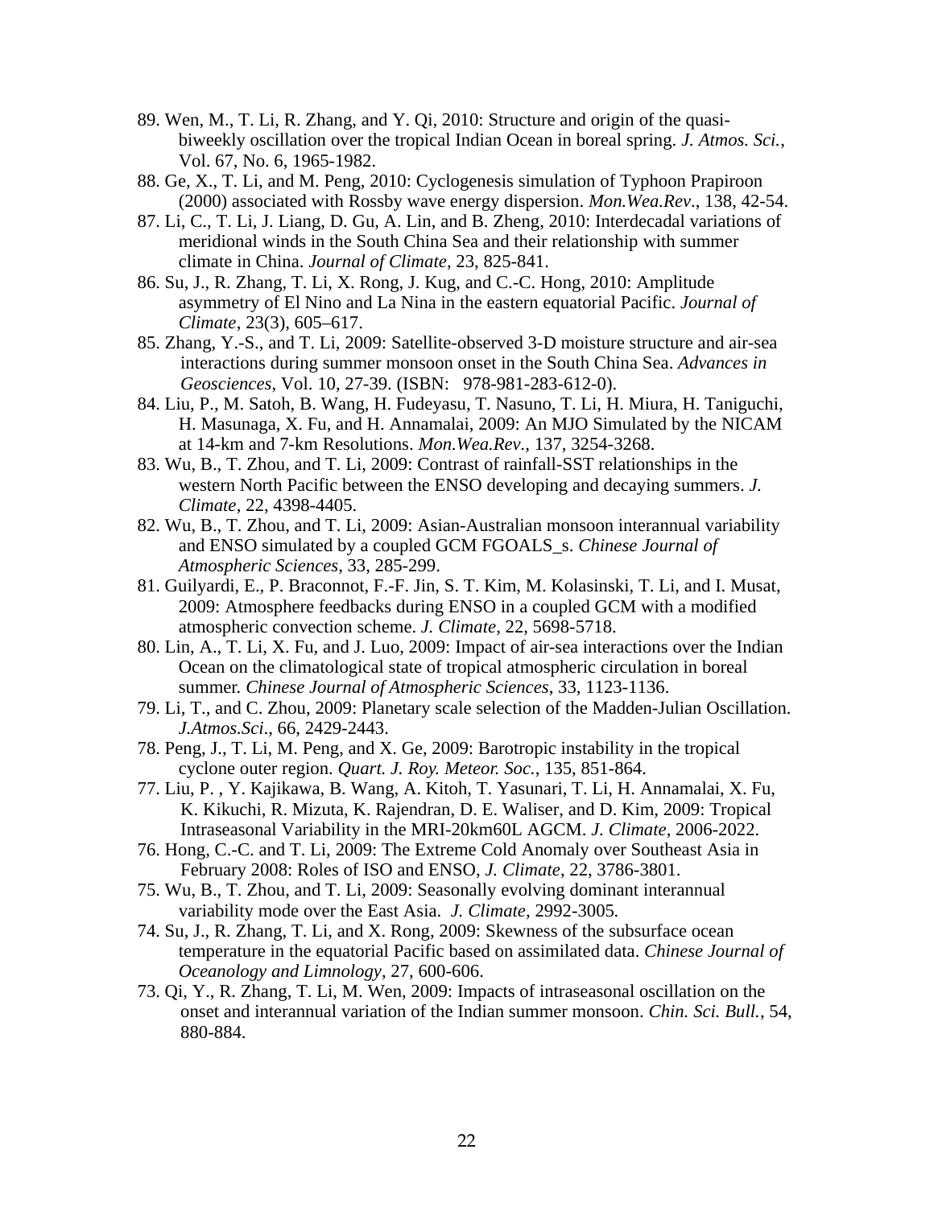89. Wen, M., T. Li, R. Zhang, and Y. Qi, 2010: Structure and origin of the quasi-biweekly oscillation over the tropical Indian Ocean in boreal spring. *J. Atmos. Sci.*, Vol. 67, No. 6, 1965-1982.

88. Ge, X., T. Li, and M. Peng, 2010: Cyclogenesis simulation of Typhoon Prapiroon (2000) associated with Rossby wave energy dispersion. *Mon.Wea.Rev*., 138, 42-54.

87. Li, C., T. Li, J. Liang, D. Gu, A. Lin, and B. Zheng, 2010: Interdecadal variations of meridional winds in the South China Sea and their relationship with summer climate in China. *Journal of Climate*, 23, 825-841.

86. Su, J., R. Zhang, T. Li, X. Rong, J. Kug, and C.-C. Hong, 2010: Amplitude asymmetry of El Nino and La Nina in the eastern equatorial Pacific. *Journal of Climate*, 23(3), 605–617.

85. Zhang, Y.-S., and T. Li, 2009: Satellite-observed 3-D moisture structure and air-sea interactions during summer monsoon onset in the South China Sea. *Advances in Geosciences*, Vol. 10, 27-39. (ISBN: 978-981-283-612-0).

84. Liu, P., M. Satoh, B. Wang, H. Fudeyasu, T. Nasuno, T. Li, H. Miura, H. Taniguchi, H. Masunaga, X. Fu, and H. Annamalai, 2009: An MJO Simulated by the NICAM at 14-km and 7-km Resolutions. *Mon.Wea.Rev.*, 137, 3254-3268.

83. Wu, B., T. Zhou, and T. Li, 2009: Contrast of rainfall-SST relationships in the western North Pacific between the ENSO developing and decaying summers. *J. Climate*, 22, 4398-4405.

82. Wu, B., T. Zhou, and T. Li, 2009: Asian-Australian monsoon interannual variability and ENSO simulated by a coupled GCM FGOALS_s. *Chinese Journal of Atmospheric Sciences*, 33, 285-299.

81. Guilyardi, E., P. Braconnot, F.-F. Jin, S. T. Kim, M. Kolasinski, T. Li, and I. Musat, 2009: Atmosphere feedbacks during ENSO in a coupled GCM with a modified atmospheric convection scheme. *J. Climate*, 22, 5698-5718.

80. Lin, A., T. Li, X. Fu, and J. Luo, 2009: Impact of air-sea interactions over the Indian Ocean on the climatological state of tropical atmospheric circulation in boreal summer. *Chinese Journal of Atmospheric Sciences*, 33, 1123-1136.

79. Li, T., and C. Zhou, 2009: Planetary scale selection of the Madden-Julian Oscillation. *J.Atmos.Sci*., 66, 2429-2443.

78. Peng, J., T. Li, M. Peng, and X. Ge, 2009: Barotropic instability in the tropical cyclone outer region. *Quart. J. Roy. Meteor. Soc.*, 135, 851-864.

77. Liu, P. , Y. Kajikawa, B. Wang, A. Kitoh, T. Yasunari, T. Li, H. Annamalai, X. Fu, K. Kikuchi, R. Mizuta, K. Rajendran, D. E. Waliser, and D. Kim, 2009: Tropical Intraseasonal Variability in the MRI-20km60L AGCM. *J. Climate*, 2006-2022.

76. Hong, C.-C. and T. Li, 2009: The Extreme Cold Anomaly over Southeast Asia in February 2008: Roles of ISO and ENSO, *J. Climate*, 22, 3786-3801.

75. Wu, B., T. Zhou, and T. Li, 2009: Seasonally evolving dominant interannual variability mode over the East Asia. *J. Climate,* 2992-3005.

74. Su, J., R. Zhang, T. Li, and X. Rong, 2009: Skewness of the subsurface ocean temperature in the equatorial Pacific based on assimilated data. *Chinese Journal of Oceanology and Limnology*, 27, 600-606.

73. Qi, Y., R. Zhang, T. Li, M. Wen, 2009: Impacts of intraseasonal oscillation on the onset and interannual variation of the Indian summer monsoon. *Chin. Sci. Bull.*, 54, 880-884.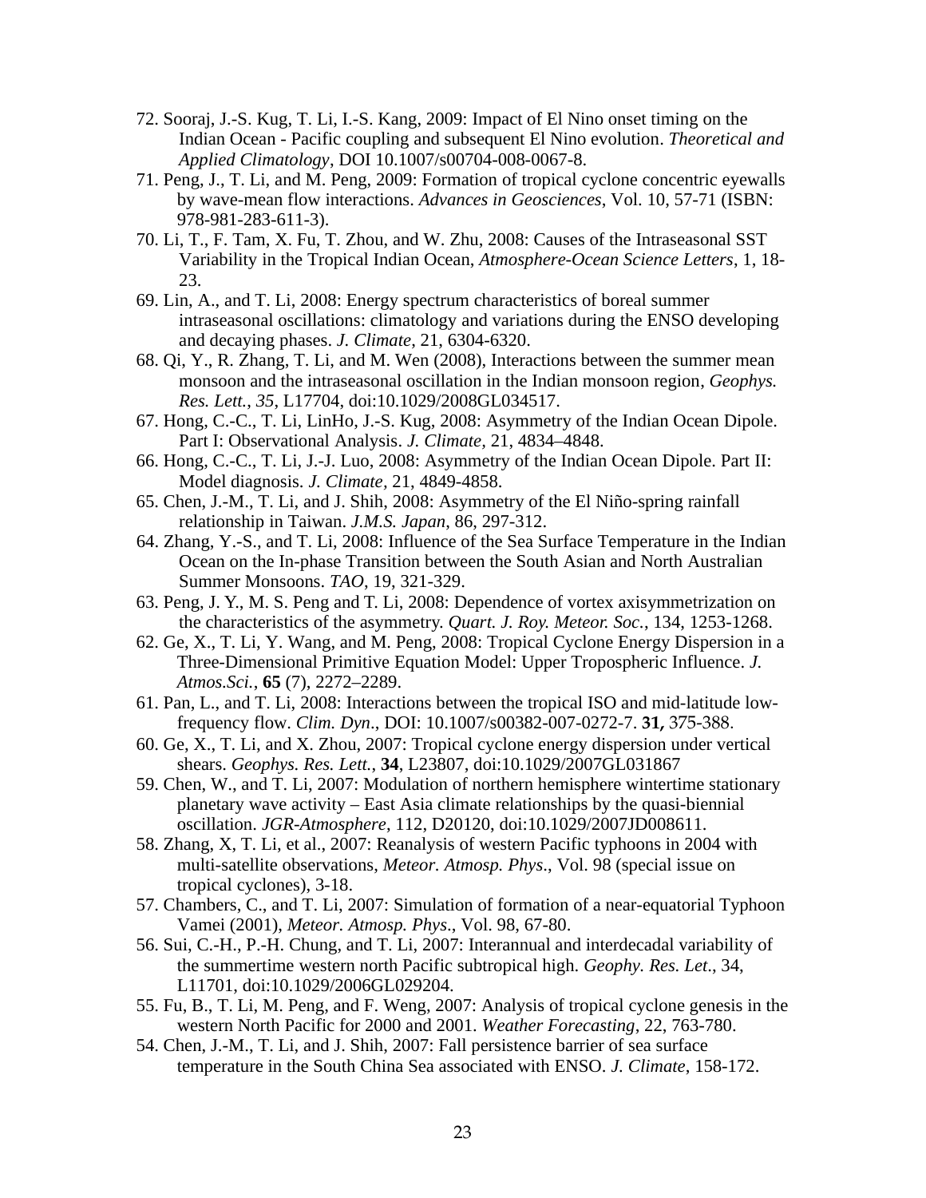72. Sooraj, J.-S. Kug, T. Li, I.-S. Kang, 2009: Impact of El Nino onset timing on the Indian Ocean - Pacific coupling and subsequent El Nino evolution. *Theoretical and Applied Climatology*, DOI 10.1007/s00704-008-0067-8.
71. Peng, J., T. Li, and M. Peng, 2009: Formation of tropical cyclone concentric eyewalls by wave-mean flow interactions. *Advances in Geosciences*, Vol. 10, 57-71 (ISBN: 978-981-283-611-3).
70. Li, T., F. Tam, X. Fu, T. Zhou, and W. Zhu, 2008: Causes of the Intraseasonal SST Variability in the Tropical Indian Ocean, *Atmosphere-Ocean Science Letters*, 1, 18-23.
69. Lin, A., and T. Li, 2008: Energy spectrum characteristics of boreal summer intraseasonal oscillations: climatology and variations during the ENSO developing and decaying phases. *J. Climate*, 21, 6304-6320.
68. Qi, Y., R. Zhang, T. Li, and M. Wen (2008), Interactions between the summer mean monsoon and the intraseasonal oscillation in the Indian monsoon region, *Geophys. Res. Lett.*, *35*, L17704, doi:10.1029/2008GL034517.
67. Hong, C.-C., T. Li, LinHo, J.-S. Kug, 2008: Asymmetry of the Indian Ocean Dipole. Part I: Observational Analysis. *J. Climate*, 21, 4834–4848.
66. Hong, C.-C., T. Li, J.-J. Luo, 2008: Asymmetry of the Indian Ocean Dipole. Part II: Model diagnosis. *J. Climate*, 21, 4849-4858.
65. Chen, J.-M., T. Li, and J. Shih, 2008: Asymmetry of the El Niño-spring rainfall relationship in Taiwan. *J.M.S. Japan*, 86, 297-312.
64. Zhang, Y.-S., and T. Li, 2008: Influence of the Sea Surface Temperature in the Indian Ocean on the In-phase Transition between the South Asian and North Australian Summer Monsoons. *TAO*, 19, 321-329.
63. Peng, J. Y., M. S. Peng and T. Li, 2008: Dependence of vortex axisymmetrization on the characteristics of the asymmetry. *Quart. J. Roy. Meteor. Soc.*, 134, 1253-1268.
62. Ge, X., T. Li, Y. Wang, and M. Peng, 2008: Tropical Cyclone Energy Dispersion in a Three-Dimensional Primitive Equation Model: Upper Tropospheric Influence. *J. Atmos.Sci.*, **65** (7), 2272–2289.
61. Pan, L., and T. Li, 2008: Interactions between the tropical ISO and mid-latitude low-frequency flow. *Clim. Dyn*., DOI: 10.1007/s00382-007-0272-7. **31,** 375-388.
60. Ge, X., T. Li, and X. Zhou, 2007: Tropical cyclone energy dispersion under vertical shears. *Geophys. Res. Lett.*, **34**, L23807, doi:10.1029/2007GL031867
59. Chen, W., and T. Li, 2007: Modulation of northern hemisphere wintertime stationary planetary wave activity – East Asia climate relationships by the quasi-biennial oscillation. *JGR-Atmosphere*, 112, D20120, doi:10.1029/2007JD008611.
58. Zhang, X, T. Li, et al., 2007: Reanalysis of western Pacific typhoons in 2004 with multi-satellite observations, *Meteor. Atmosp. Phys*., Vol. 98 (special issue on tropical cyclones), 3-18.
57. Chambers, C., and T. Li, 2007: Simulation of formation of a near-equatorial Typhoon Vamei (2001), *Meteor. Atmosp. Phys*., Vol. 98, 67-80.
56. Sui, C.-H., P.-H. Chung, and T. Li, 2007: Interannual and interdecadal variability of the summertime western north Pacific subtropical high. *Geophy. Res. Let*., 34, L11701, doi:10.1029/2006GL029204.
55. Fu, B., T. Li, M. Peng, and F. Weng, 2007: Analysis of tropical cyclone genesis in the western North Pacific for 2000 and 2001. *Weather Forecasting*, 22, 763-780.
54. Chen, J.-M., T. Li, and J. Shih, 2007: Fall persistence barrier of sea surface temperature in the South China Sea associated with ENSO. *J. Climate*, 158-172.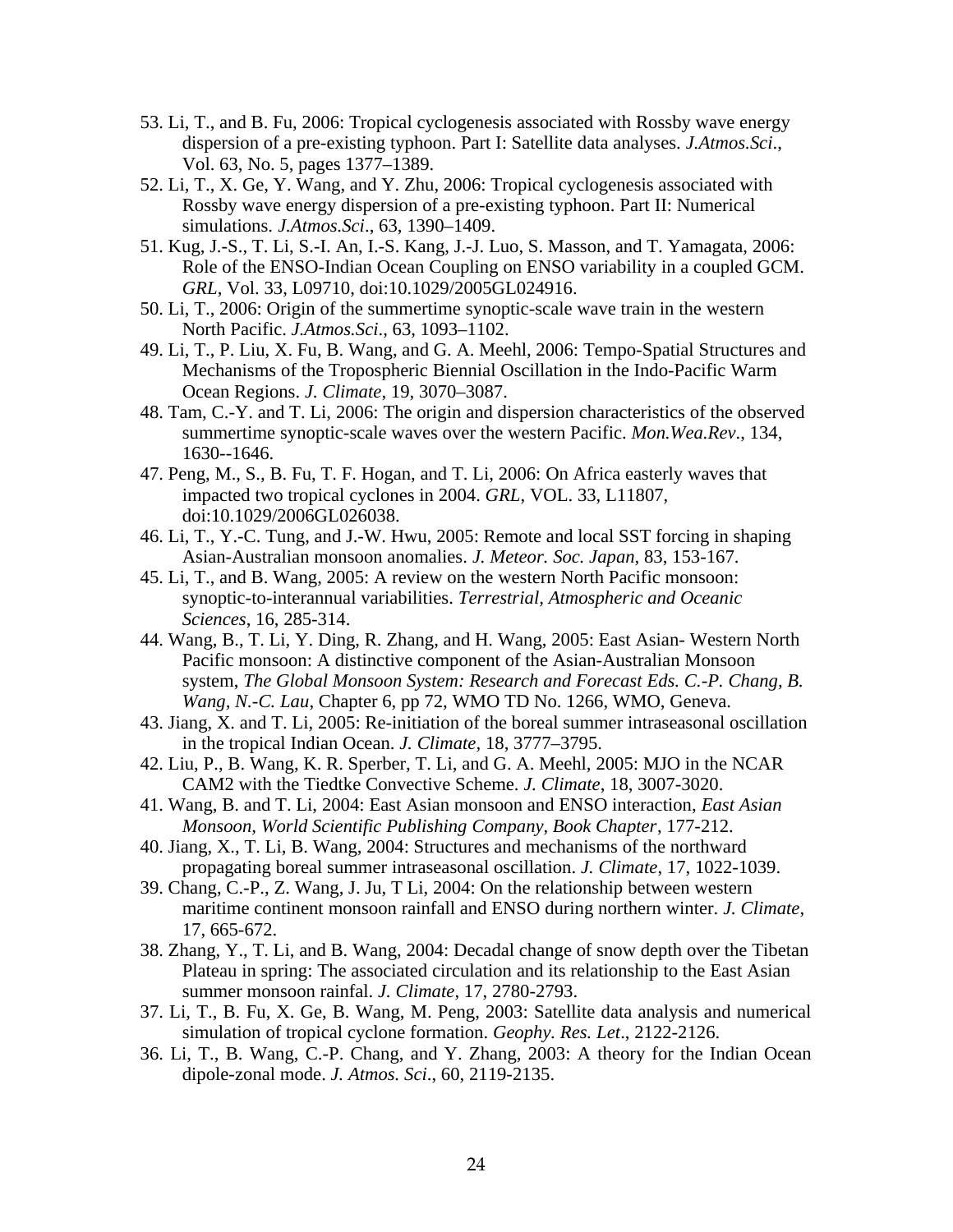53. Li, T., and B. Fu, 2006: Tropical cyclogenesis associated with Rossby wave energy dispersion of a pre-existing typhoon. Part I: Satellite data analyses. *J.Atmos.Sci.*, Vol. 63, No. 5, pages 1377–1389.

52. Li, T., X. Ge, Y. Wang, and Y. Zhu, 2006: Tropical cyclogenesis associated with Rossby wave energy dispersion of a pre-existing typhoon. Part II: Numerical simulations. *J.Atmos.Sci*., 63, 1390–1409.

51. Kug, J.-S., T. Li, S.-I. An, I.-S. Kang, J.-J. Luo, S. Masson, and T. Yamagata, 2006: Role of the ENSO-Indian Ocean Coupling on ENSO variability in a coupled GCM. *GRL*, Vol. 33, L09710, doi:10.1029/2005GL024916.

50. Li, T., 2006: Origin of the summertime synoptic-scale wave train in the western North Pacific. *J.Atmos.Sci*., 63, 1093–1102.

49. Li, T., P. Liu, X. Fu, B. Wang, and G. A. Meehl, 2006: Tempo-Spatial Structures and Mechanisms of the Tropospheric Biennial Oscillation in the Indo-Pacific Warm Ocean Regions. *J. Climate*, 19, 3070–3087.

48. Tam, C.-Y. and T. Li, 2006: The origin and dispersion characteristics of the observed summertime synoptic-scale waves over the western Pacific. *Mon.Wea.Rev*., 134, 1630--1646.

47. Peng, M., S., B. Fu, T. F. Hogan, and T. Li, 2006: On Africa easterly waves that impacted two tropical cyclones in 2004. *GRL*, VOL. 33, L11807, doi:10.1029/2006GL026038.

46. Li, T., Y.-C. Tung, and J.-W. Hwu, 2005: Remote and local SST forcing in shaping Asian-Australian monsoon anomalies. *J. Meteor. Soc. Japan*, 83, 153-167.

45. Li, T., and B. Wang, 2005: A review on the western North Pacific monsoon: synoptic-to-interannual variabilities. *Terrestrial, Atmospheric and Oceanic Sciences*, 16, 285-314.

44. Wang, B., T. Li, Y. Ding, R. Zhang, and H. Wang, 2005: East Asian- Western North Pacific monsoon: A distinctive component of the Asian-Australian Monsoon system, *The Global Monsoon System: Research and Forecast Eds. C.-P. Chang, B. Wang, N.-C. Lau*, Chapter 6, pp 72, WMO TD No. 1266, WMO, Geneva.

43. Jiang, X. and T. Li, 2005: Re-initiation of the boreal summer intraseasonal oscillation in the tropical Indian Ocean. *J. Climate*, 18, 3777–3795.

42. Liu, P., B. Wang, K. R. Sperber, T. Li, and G. A. Meehl, 2005: MJO in the NCAR CAM2 with the Tiedtke Convective Scheme. *J. Climate*, 18, 3007-3020.

41. Wang, B. and T. Li, 2004: East Asian monsoon and ENSO interaction, *East Asian Monsoon, World Scientific Publishing Company, Book Chapter*, 177-212.

40. Jiang, X., T. Li, B. Wang, 2004: Structures and mechanisms of the northward propagating boreal summer intraseasonal oscillation. *J. Climate*, 17, 1022-1039.

39. Chang, C.-P., Z. Wang, J. Ju, T Li, 2004: On the relationship between western maritime continent monsoon rainfall and ENSO during northern winter. *J. Climate*, 17, 665-672.

38. Zhang, Y., T. Li, and B. Wang, 2004: Decadal change of snow depth over the Tibetan Plateau in spring: The associated circulation and its relationship to the East Asian summer monsoon rainfal. *J. Climate*, 17, 2780-2793.

37. Li, T., B. Fu, X. Ge, B. Wang, M. Peng, 2003: Satellite data analysis and numerical simulation of tropical cyclone formation. *Geophy. Res. Let*., 2122-2126.

36. Li, T., B. Wang, C.-P. Chang, and Y. Zhang, 2003: A theory for the Indian Ocean dipole-zonal mode. *J. Atmos. Sci.*, 60, 2119-2135.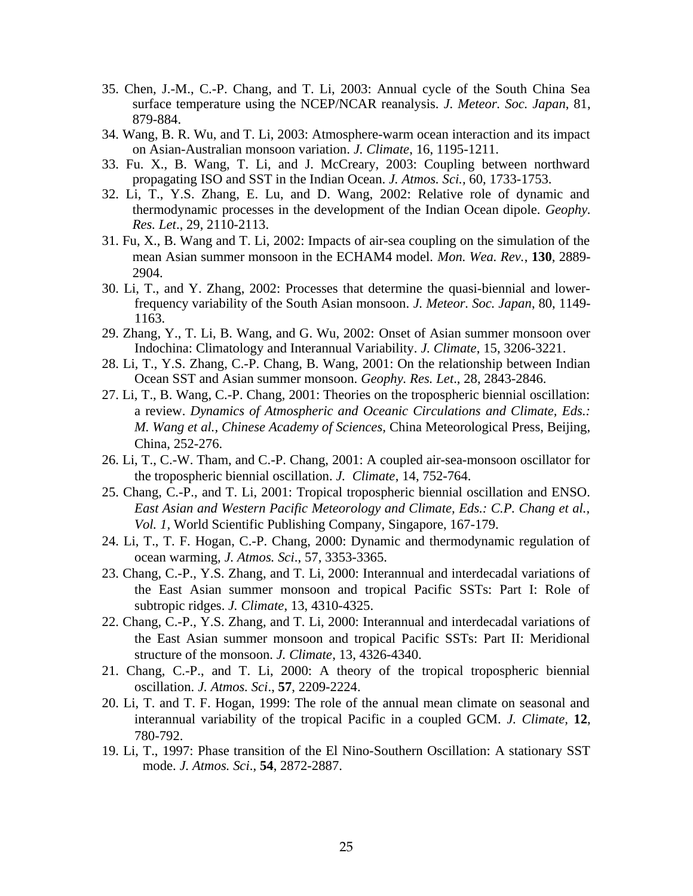35. Chen, J.-M., C.-P. Chang, and T. Li, 2003: Annual cycle of the South China Sea surface temperature using the NCEP/NCAR reanalysis. *J. Meteor. Soc. Japan*, 81, 879-884.

34. Wang, B. R. Wu, and T. Li, 2003: Atmosphere-warm ocean interaction and its impact on Asian-Australian monsoon variation. *J. Climate*, 16, 1195-1211.

33. Fu. X., B. Wang, T. Li, and J. McCreary, 2003: Coupling between northward propagating ISO and SST in the Indian Ocean. *J. Atmos. Sci.*, 60, 1733-1753.

32. Li, T., Y.S. Zhang, E. Lu, and D. Wang, 2002: Relative role of dynamic and thermodynamic processes in the development of the Indian Ocean dipole. *Geophy. Res. Let*., 29, 2110-2113.

31. Fu, X., B. Wang and T. Li, 2002: Impacts of air-sea coupling on the simulation of the mean Asian summer monsoon in the ECHAM4 model. *Mon. Wea. Rev.*, **130**, 2889-2904.

30. Li, T., and Y. Zhang, 2002: Processes that determine the quasi-biennial and lower-frequency variability of the South Asian monsoon. *J. Meteor. Soc. Japan*, 80, 1149-1163.

29. Zhang, Y., T. Li, B. Wang, and G. Wu, 2002: Onset of Asian summer monsoon over Indochina: Climatology and Interannual Variability. *J. Climate*, 15, 3206-3221.

28. Li, T., Y.S. Zhang, C.-P. Chang, B. Wang, 2001: On the relationship between Indian Ocean SST and Asian summer monsoon. *Geophy. Res. Let*., 28, 2843-2846.

27. Li, T., B. Wang, C.-P. Chang, 2001: Theories on the tropospheric biennial oscillation: a review. *Dynamics of Atmospheric and Oceanic Circulations and Climate, Eds.: M. Wang et al., Chinese Academy of Sciences*, China Meteorological Press, Beijing, China, 252-276.

26. Li, T., C.-W. Tham, and C.-P. Chang, 2001: A coupled air-sea-monsoon oscillator for the tropospheric biennial oscillation. *J. Climate*, 14, 752-764.

25. Chang, C.-P., and T. Li, 2001: Tropical tropospheric biennial oscillation and ENSO. *East Asian and Western Pacific Meteorology and Climate, Eds.: C.P. Chang et al., Vol. 1*, World Scientific Publishing Company, Singapore, 167-179.

24. Li, T., T. F. Hogan, C.-P. Chang, 2000: Dynamic and thermodynamic regulation of ocean warming, *J. Atmos. Sci*., 57, 3353-3365.

23. Chang, C.-P., Y.S. Zhang, and T. Li, 2000: Interannual and interdecadal variations of the East Asian summer monsoon and tropical Pacific SSTs: Part I: Role of subtropic ridges. *J. Climate*, 13, 4310-4325.

22. Chang, C.-P., Y.S. Zhang, and T. Li, 2000: Interannual and interdecadal variations of the East Asian summer monsoon and tropical Pacific SSTs: Part II: Meridional structure of the monsoon. *J. Climate*, 13, 4326-4340.

21. Chang, C.-P., and T. Li, 2000: A theory of the tropical tropospheric biennial oscillation. *J. Atmos. Sci*., **57**, 2209-2224.

20. Li, T. and T. F. Hogan, 1999: The role of the annual mean climate on seasonal and interannual variability of the tropical Pacific in a coupled GCM. *J. Climate*, **12**, 780-792.

19. Li, T., 1997: Phase transition of the El Nino-Southern Oscillation: A stationary SST mode. *J. Atmos. Sci*., **54**, 2872-2887.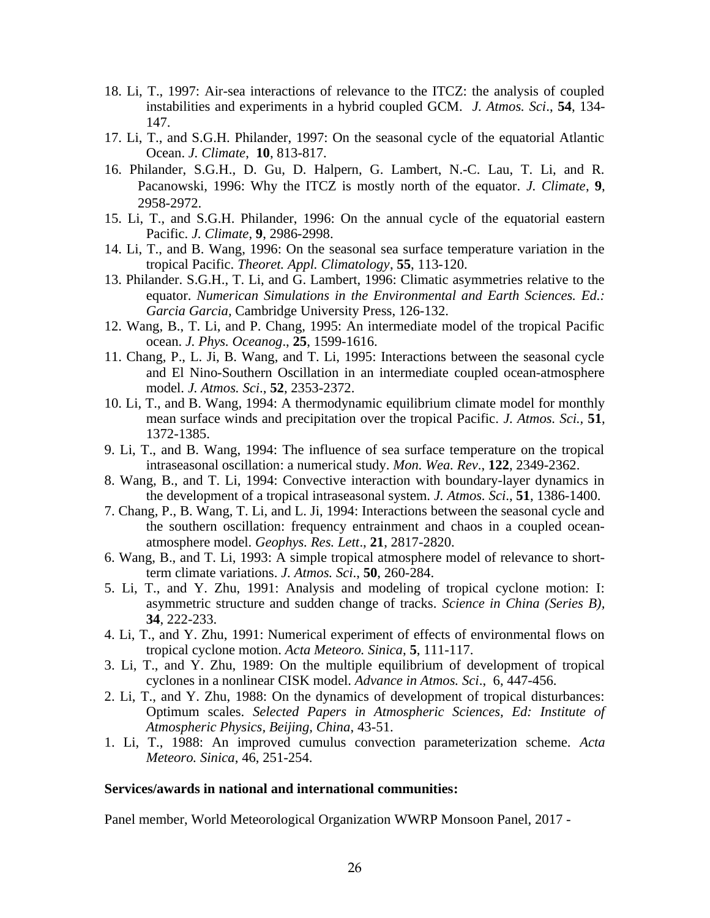18. Li, T., 1997: Air-sea interactions of relevance to the ITCZ: the analysis of coupled instabilities and experiments in a hybrid coupled GCM. *J. Atmos. Sci*., **54**, 134-147.

17. Li, T., and S.G.H. Philander, 1997: On the seasonal cycle of the equatorial Atlantic Ocean. *J. Climate*, **10**, 813-817.

16. Philander, S.G.H., D. Gu, D. Halpern, G. Lambert, N.-C. Lau, T. Li, and R. Pacanowski, 1996: Why the ITCZ is mostly north of the equator. *J. Climate*, **9**, 2958-2972.

15. Li, T., and S.G.H. Philander, 1996: On the annual cycle of the equatorial eastern Pacific. *J. Climate*, **9**, 2986-2998.

14. Li, T., and B. Wang, 1996: On the seasonal sea surface temperature variation in the tropical Pacific. *Theoret. Appl. Climatology*, **55**, 113-120.

13. Philander. S.G.H., T. Li, and G. Lambert, 1996: Climatic asymmetries relative to the equator. *Numerican Simulations in the Environmental and Earth Sciences. Ed.: Garcia Garcia*, Cambridge University Press, 126-132.

12. Wang, B., T. Li, and P. Chang, 1995: An intermediate model of the tropical Pacific ocean. *J. Phys. Oceanog*., **25**, 1599-1616.

11. Chang, P., L. Ji, B. Wang, and T. Li, 1995: Interactions between the seasonal cycle and El Nino-Southern Oscillation in an intermediate coupled ocean-atmosphere model. *J. Atmos. Sci*., **52**, 2353-2372.

10. Li, T., and B. Wang, 1994: A thermodynamic equilibrium climate model for monthly mean surface winds and precipitation over the tropical Pacific. *J. Atmos. Sci.*, **51**, 1372-1385.

9. Li, T., and B. Wang, 1994: The influence of sea surface temperature on the tropical intraseasonal oscillation: a numerical study. *Mon. Wea. Rev*., **122**, 2349-2362.

8. Wang, B., and T. Li, 1994: Convective interaction with boundary-layer dynamics in the development of a tropical intraseasonal system. *J. Atmos. Sci*., **51**, 1386-1400.

7. Chang, P., B. Wang, T. Li, and L. Ji, 1994: Interactions between the seasonal cycle and the southern oscillation: frequency entrainment and chaos in a coupled ocean-atmosphere model. *Geophys. Res. Lett*., **21**, 2817-2820.

6. Wang, B., and T. Li, 1993: A simple tropical atmosphere model of relevance to short-term climate variations. *J. Atmos. Sci*., **50**, 260-284.

5. Li, T., and Y. Zhu, 1991: Analysis and modeling of tropical cyclone motion: I: asymmetric structure and sudden change of tracks. *Science in China (Series B)*, **34**, 222-233.

4. Li, T., and Y. Zhu, 1991: Numerical experiment of effects of environmental flows on tropical cyclone motion. *Acta Meteoro. Sinica*, **5**, 111-117.

3. Li, T., and Y. Zhu, 1989: On the multiple equilibrium of development of tropical cyclones in a nonlinear CISK model. *Advance in Atmos. Sci*., 6, 447-456.

2. Li, T., and Y. Zhu, 1988: On the dynamics of development of tropical disturbances: Optimum scales. *Selected Papers in Atmospheric Sciences, Ed: Institute of Atmospheric Physics, Beijing, China*, 43-51.

1. Li, T., 1988: An improved cumulus convection parameterization scheme. *Acta Meteoro. Sinica*, 46, 251-254.

**Services/awards in national and international communities:**

Panel member, World Meteorological Organization WWRP Monsoon Panel, 2017 -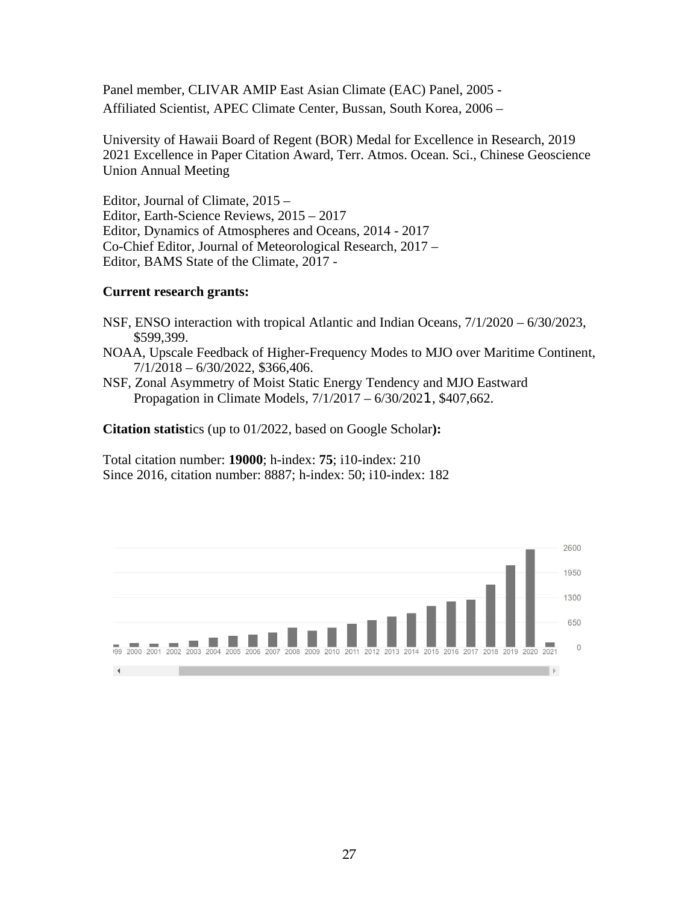Panel member, CLIVAR AMIP East Asian Climate (EAC) Panel, 2005 -
Affiliated Scientist, APEC Climate Center, Bussan, South Korea, 2006 –

University of Hawaii Board of Regent (BOR) Medal for Excellence in Research, 2019
2021 Excellence in Paper Citation Award, Terr. Atmos. Ocean. Sci., Chinese Geoscience Union Annual Meeting

Editor, Journal of Climate, 2015 –
Editor, Earth-Science Reviews, 2015 – 2017
Editor, Dynamics of Atmospheres and Oceans, 2014 - 2017
Co-Chief Editor, Journal of Meteorological Research, 2017 –
Editor, BAMS State of the Climate, 2017 -

**Current research grants:**

NSF, ENSO interaction with tropical Atlantic and Indian Oceans, 7/1/2020 – 6/30/2023, $599,399.
NOAA, Upscale Feedback of Higher-Frequency Modes to MJO over Maritime Continent, 7/1/2018 – 6/30/2022, $366,406.
NSF, Zonal Asymmetry of Moist Static Energy Tendency and MJO Eastward Propagation in Climate Models, 7/1/2017 – 6/30/2021, $407,662.

**Citation statist**ics (up to 01/2022, based on Google Scholar**):**

Total citation number: **19000**; h-index: **75**; i10-index: 210
Since 2016, citation number: 8887; h-index: 50; i10-index: 182

2600
1950
1300
650
0

99 2000 2001 2002 2003 2004 2005 2006 2007 2008 2009 2010 2011 2012 2013 2014 2015 2016 2017 2018 2019 2020 2021